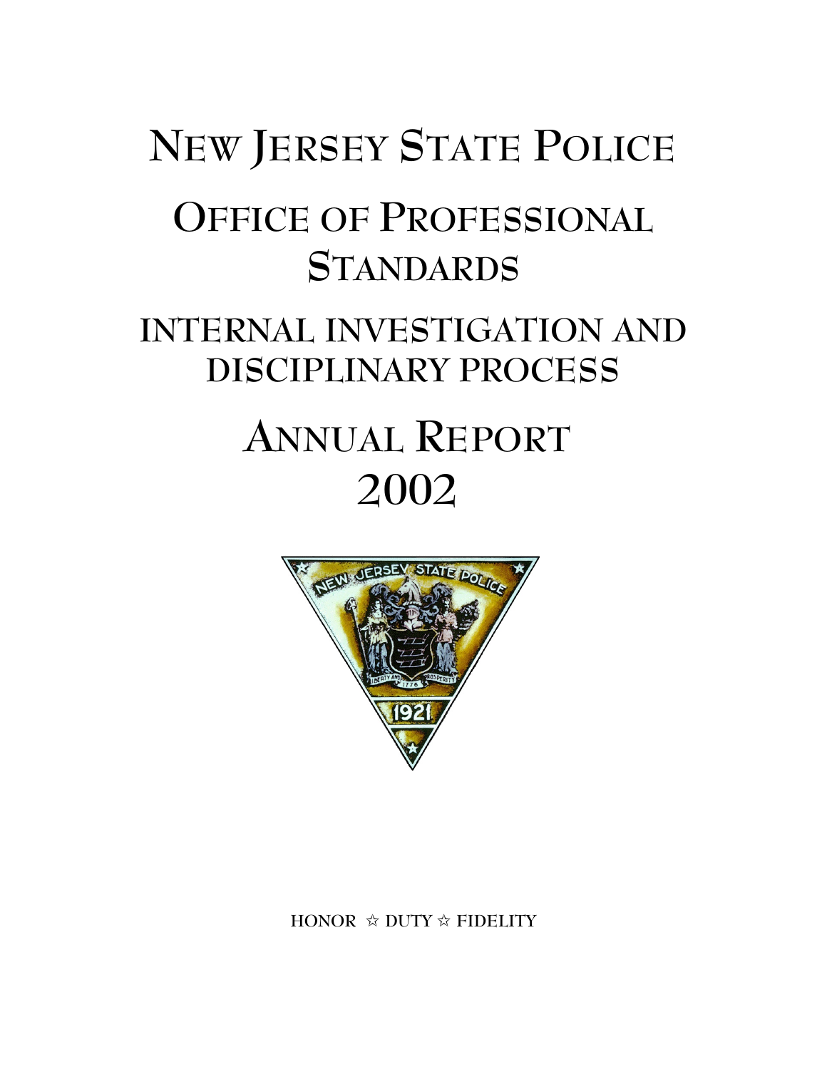# New Jersey State Police

## Office of Professional Standards

## Internal Investigation and Disciplinary Process

## Annual Report 2002

HONOR ☆ DUTY ☆ FIDELITY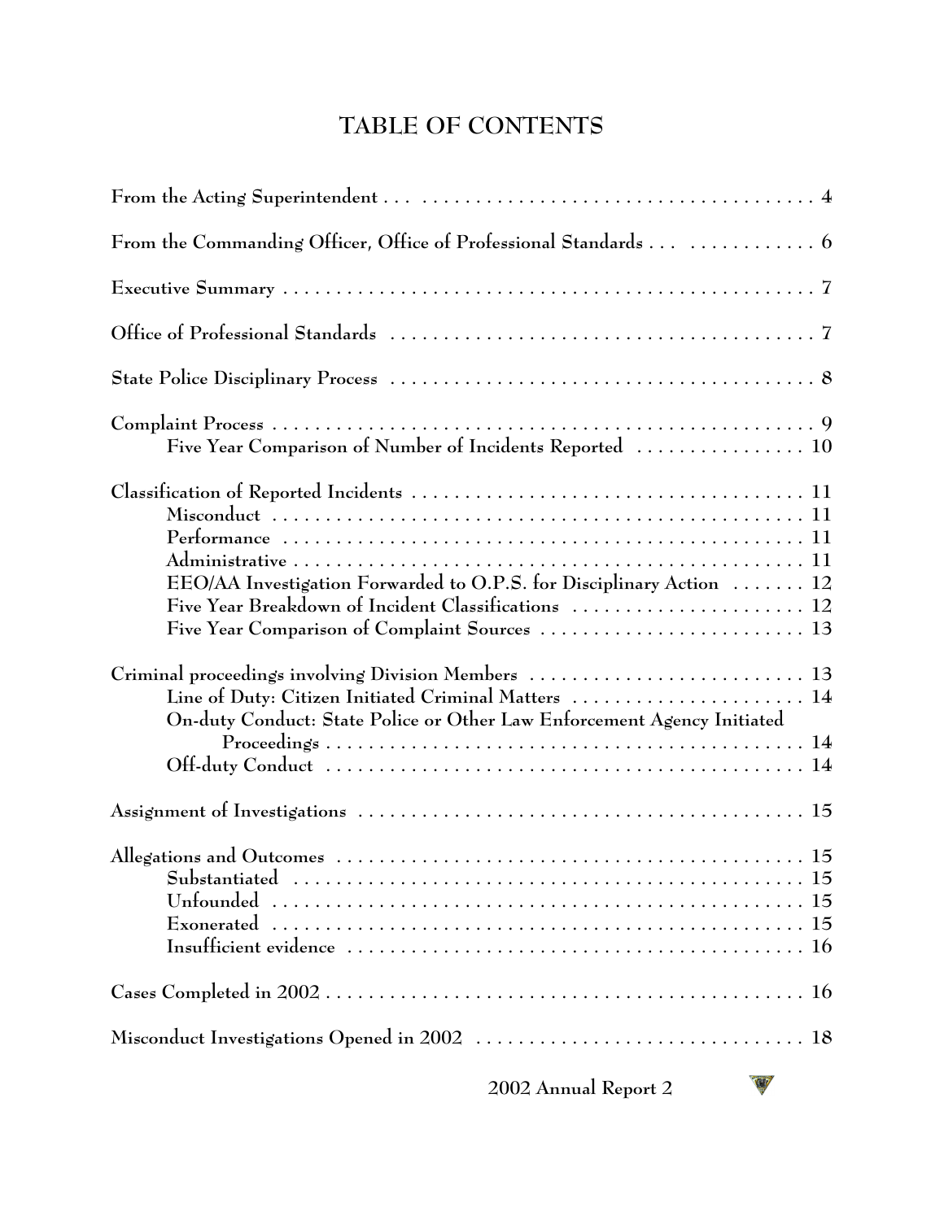# TABLE OF CONTENTS

From the Acting Superintendent . . . . . . . . . . . . . . . . . . . . . . . . . . . . . . . . . . . . . . . 4

From the Commanding Officer, Office of Professional Standards . . . . . . . . . . . . . . . 6

Executive Summary . . . . . . . . . . . . . . . . . . . . . . . . . . . . . . . . . . . . . . . . . . . . . . . . . . 7

Office of Professional Standards . . . . . . . . . . . . . . . . . . . . . . . . . . . . . . . . . . . . . . . . 7

State Police Disciplinary Process . . . . . . . . . . . . . . . . . . . . . . . . . . . . . . . . . . . . . . . . 8

Complaint Process . . . . . . . . . . . . . . . . . . . . . . . . . . . . . . . . . . . . . . . . . . . . . . . . . . . 9
- Five Year Comparison of Number of Incidents Reported . . . . . . . . . . . . . . . . 10

Classification of Reported Incidents . . . . . . . . . . . . . . . . . . . . . . . . . . . . . . . . . . . . . 11
- Misconduct . . . . . . . . . . . . . . . . . . . . . . . . . . . . . . . . . . . . . . . . . . . . . . . . . . 11
- Performance . . . . . . . . . . . . . . . . . . . . . . . . . . . . . . . . . . . . . . . . . . . . . . . . . 11
- Administrative . . . . . . . . . . . . . . . . . . . . . . . . . . . . . . . . . . . . . . . . . . . . . . . . 11
- EEO/AA Investigation Forwarded to O.P.S. for Disciplinary Action . . . . . . . 12
- Five Year Breakdown of Incident Classifications . . . . . . . . . . . . . . . . . . . . . . 12
- Five Year Comparison of Complaint Sources . . . . . . . . . . . . . . . . . . . . . . . . . 13

Criminal proceedings involving Division Members . . . . . . . . . . . . . . . . . . . . . . . . . . 13
- Line of Duty: Citizen Initiated Criminal Matters . . . . . . . . . . . . . . . . . . . . . . 14
- On-duty Conduct: State Police or Other Law Enforcement Agency Initiated Proceedings . . . . . . . . . . . . . . . . . . . . . . . . . . . . . . . . . . . . . . . . . . . . . . . . 14
- Off-duty Conduct . . . . . . . . . . . . . . . . . . . . . . . . . . . . . . . . . . . . . . . . . . . . . . 14

Assignment of Investigations . . . . . . . . . . . . . . . . . . . . . . . . . . . . . . . . . . . . . . . . . . 15

Allegations and Outcomes . . . . . . . . . . . . . . . . . . . . . . . . . . . . . . . . . . . . . . . . . . . . 15
- Substantiated . . . . . . . . . . . . . . . . . . . . . . . . . . . . . . . . . . . . . . . . . . . . . . . . . 15
- Unfounded . . . . . . . . . . . . . . . . . . . . . . . . . . . . . . . . . . . . . . . . . . . . . . . . . . 15
- Exonerated . . . . . . . . . . . . . . . . . . . . . . . . . . . . . . . . . . . . . . . . . . . . . . . . . . 15
- Insufficient evidence . . . . . . . . . . . . . . . . . . . . . . . . . . . . . . . . . . . . . . . . . . . 16

Cases Completed in 2002 . . . . . . . . . . . . . . . . . . . . . . . . . . . . . . . . . . . . . . . . . . . . . 16

Misconduct Investigations Opened in 2002 . . . . . . . . . . . . . . . . . . . . . . . . . . . . . . . 18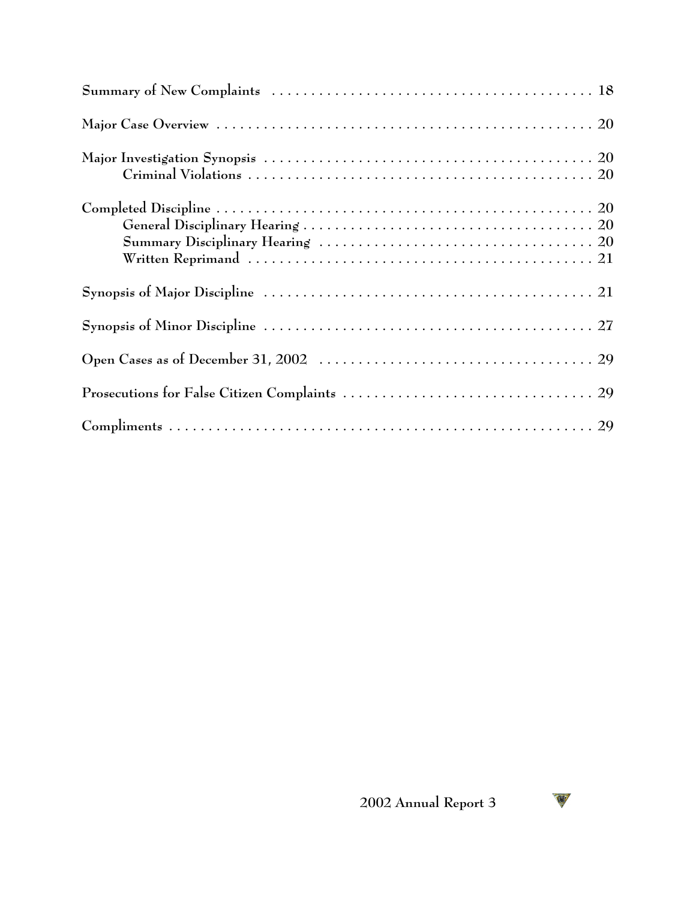Summary of New Complaints . . . . . . . . . . . . . . . . . . . . . . . . . . . . . . . . . . . . . . . . 18

Major Case Overview . . . . . . . . . . . . . . . . . . . . . . . . . . . . . . . . . . . . . . . . . . . . . 20

Major Investigation Synopsis . . . . . . . . . . . . . . . . . . . . . . . . . . . . . . . . . . . . . . . . 20
    Criminal Violations . . . . . . . . . . . . . . . . . . . . . . . . . . . . . . . . . . . . . . . . . 20

Completed Discipline . . . . . . . . . . . . . . . . . . . . . . . . . . . . . . . . . . . . . . . . . . . . 20
    General Disciplinary Hearing . . . . . . . . . . . . . . . . . . . . . . . . . . . . . . . . . . . 20
    Summary Disciplinary Hearing . . . . . . . . . . . . . . . . . . . . . . . . . . . . . . . . . . 20
    Written Reprimand . . . . . . . . . . . . . . . . . . . . . . . . . . . . . . . . . . . . . . . . . 21

Synopsis of Major Discipline . . . . . . . . . . . . . . . . . . . . . . . . . . . . . . . . . . . . . . . 21

Synopsis of Minor Discipline . . . . . . . . . . . . . . . . . . . . . . . . . . . . . . . . . . . . . . . 27

Open Cases as of December 31, 2002 . . . . . . . . . . . . . . . . . . . . . . . . . . . . . . . . 29

Prosecutions for False Citizen Complaints . . . . . . . . . . . . . . . . . . . . . . . . . . . . . . 29

Compliments . . . . . . . . . . . . . . . . . . . . . . . . . . . . . . . . . . . . . . . . . . . . . . . . . 29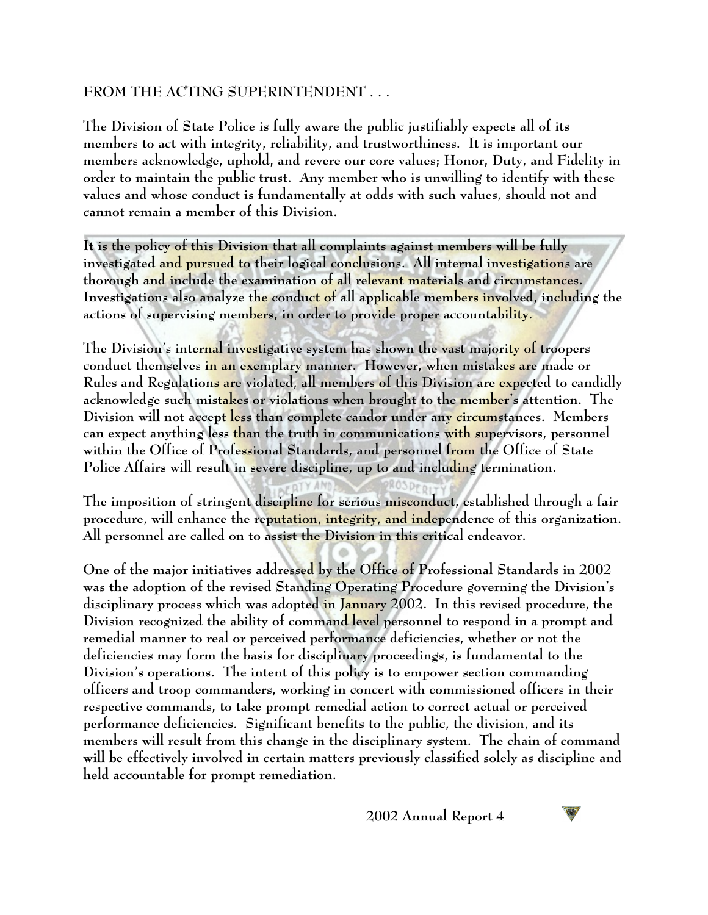FROM THE ACTING SUPERINTENDENT . . .

The Division of State Police is fully aware the public justifiably expects all of its members to act with integrity, reliability, and trustworthiness. It is important our members acknowledge, uphold, and revere our core values; Honor, Duty, and Fidelity in order to maintain the public trust. Any member who is unwilling to identify with these values and whose conduct is fundamentally at odds with such values, should not and cannot remain a member of this Division.

It is the policy of this Division that all complaints against members will be fully investigated and pursued to their logical conclusions. All internal investigations are thorough and include the examination of all relevant materials and circumstances. Investigations also analyze the conduct of all applicable members involved, including the actions of supervising members, in order to provide proper accountability.

The Division's internal investigative system has shown the vast majority of troopers conduct themselves in an exemplary manner. However, when mistakes are made or Rules and Regulations are violated, all members of this Division are expected to candidly acknowledge such mistakes or violations when brought to the member's attention. The Division will not accept less than complete candor under any circumstances. Members can expect anything less than the truth in communications with supervisors, personnel within the Office of Professional Standards, and personnel from the Office of State Police Affairs will result in severe discipline, up to and including termination.

The imposition of stringent discipline for serious misconduct, established through a fair procedure, will enhance the reputation, integrity, and independence of this organization. All personnel are called on to assist the Division in this critical endeavor.

One of the major initiatives addressed by the Office of Professional Standards in 2002 was the adoption of the revised Standing Operating Procedure governing the Division's disciplinary process which was adopted in January 2002. In this revised procedure, the Division recognized the ability of command level personnel to respond in a prompt and remedial manner to real or perceived performance deficiencies, whether or not the deficiencies may form the basis for disciplinary proceedings, is fundamental to the Division's operations. The intent of this policy is to empower section commanding officers and troop commanders, working in concert with commissioned officers in their respective commands, to take prompt remedial action to correct actual or perceived performance deficiencies. Significant benefits to the public, the division, and its members will result from this change in the disciplinary system. The chain of command will be effectively involved in certain matters previously classified solely as discipline and held accountable for prompt remediation.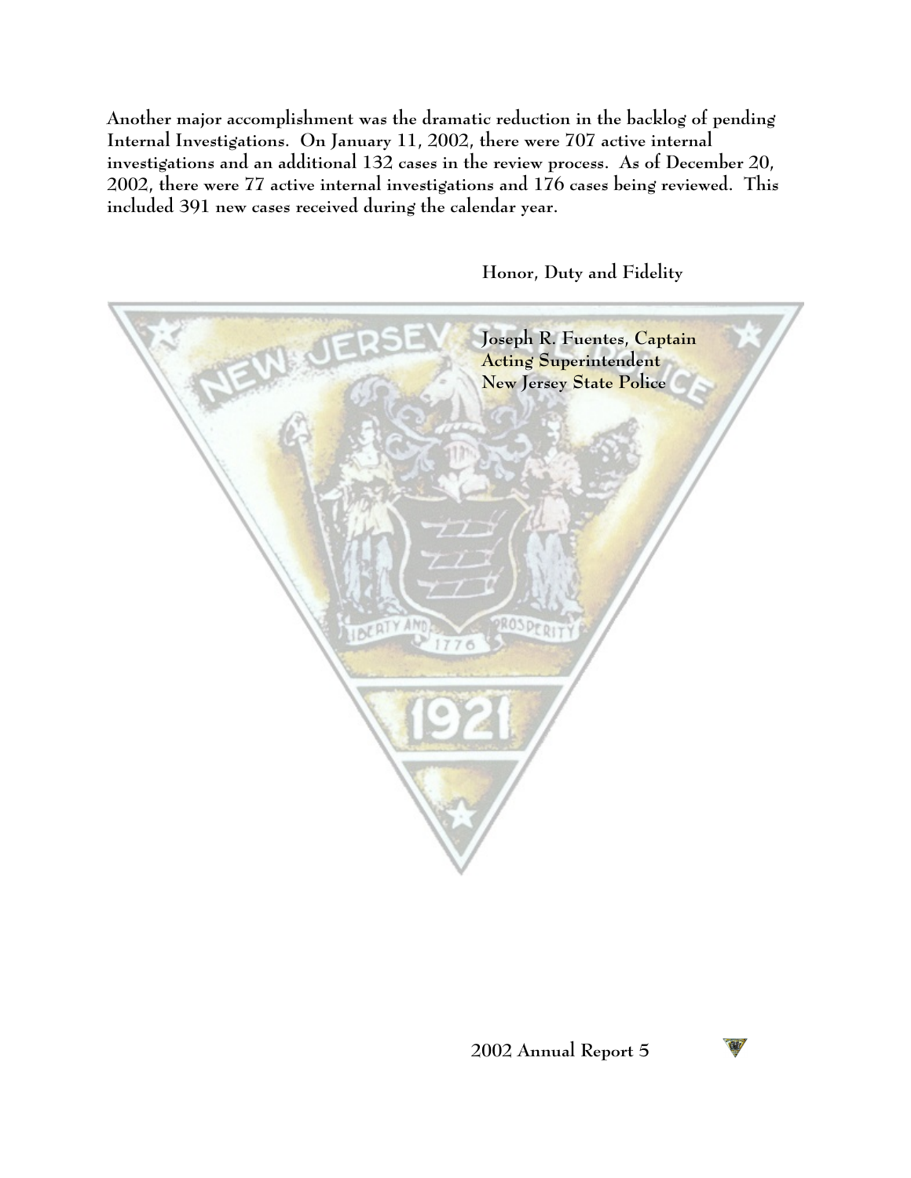Another major accomplishment was the dramatic reduction in the backlog of pending Internal Investigations. On January 11, 2002, there were 707 active internal investigations and an additional 132 cases in the review process. As of December 20, 2002, there were 77 active internal investigations and 176 cases being reviewed. This included 391 new cases received during the calendar year.

Honor, Duty and Fidelity

Joseph R. Fuentes, Captain
Acting Superintendent
New Jersey State Police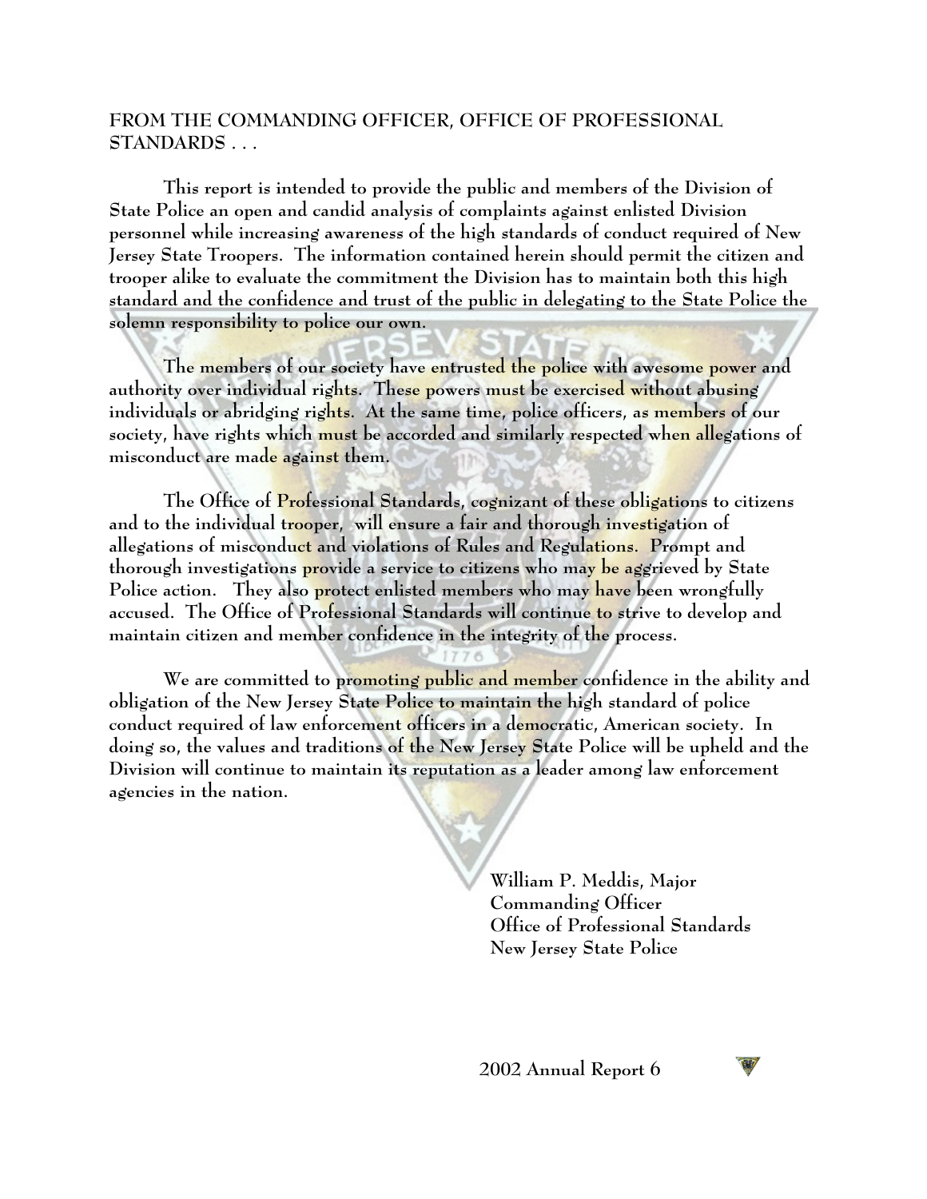## FROM THE COMMANDING OFFICER, OFFICE OF PROFESSIONAL STANDARDS . . .

This report is intended to provide the public and members of the Division of State Police an open and candid analysis of complaints against enlisted Division personnel while increasing awareness of the high standards of conduct required of New Jersey State Troopers. The information contained herein should permit the citizen and trooper alike to evaluate the commitment the Division has to maintain both this high standard and the confidence and trust of the public in delegating to the State Police the solemn responsibility to police our own.

The members of our society have entrusted the police with awesome power and authority over individual rights. These powers must be exercised without abusing individuals or abridging rights. At the same time, police officers, as members of our society, have rights which must be accorded and similarly respected when allegations of misconduct are made against them.

The Office of Professional Standards, cognizant of these obligations to citizens and to the individual trooper, will ensure a fair and thorough investigation of allegations of misconduct and violations of Rules and Regulations. Prompt and thorough investigations provide a service to citizens who may be aggrieved by State Police action. They also protect enlisted members who may have been wrongfully accused. The Office of Professional Standards will continue to strive to develop and maintain citizen and member confidence in the integrity of the process.

We are committed to promoting public and member confidence in the ability and obligation of the New Jersey State Police to maintain the high standard of police conduct required of law enforcement officers in a democratic, American society. In doing so, the values and traditions of the New Jersey State Police will be upheld and the Division will continue to maintain its reputation as a leader among law enforcement agencies in the nation.

William P. Meddis, Major
Commanding Officer
Office of Professional Standards
New Jersey State Police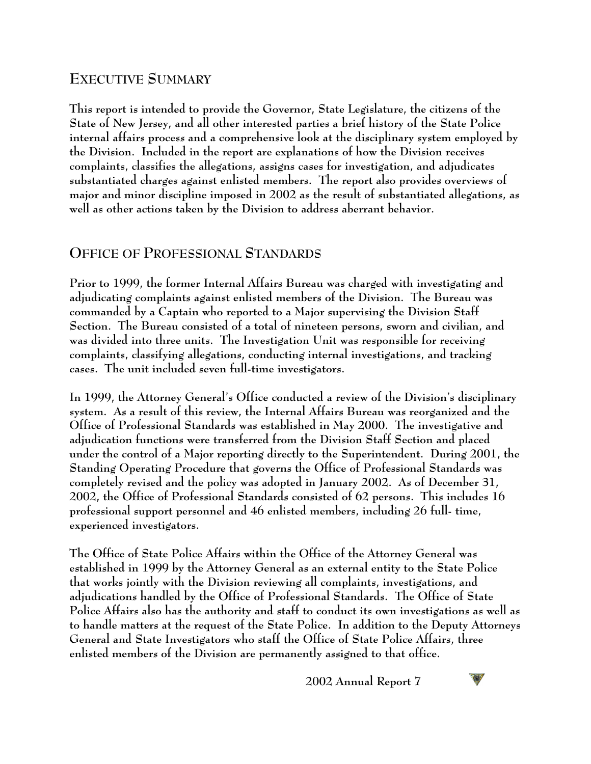## Executive Summary

This report is intended to provide the Governor, State Legislature, the citizens of the State of New Jersey, and all other interested parties a brief history of the State Police internal affairs process and a comprehensive look at the disciplinary system employed by the Division. Included in the report are explanations of how the Division receives complaints, classifies the allegations, assigns cases for investigation, and adjudicates substantiated charges against enlisted members. The report also provides overviews of major and minor discipline imposed in 2002 as the result of substantiated allegations, as well as other actions taken by the Division to address aberrant behavior.

## Office of Professional Standards

Prior to 1999, the former Internal Affairs Bureau was charged with investigating and adjudicating complaints against enlisted members of the Division. The Bureau was commanded by a Captain who reported to a Major supervising the Division Staff Section. The Bureau consisted of a total of nineteen persons, sworn and civilian, and was divided into three units. The Investigation Unit was responsible for receiving complaints, classifying allegations, conducting internal investigations, and tracking cases. The unit included seven full-time investigators.

In 1999, the Attorney General's Office conducted a review of the Division's disciplinary system. As a result of this review, the Internal Affairs Bureau was reorganized and the Office of Professional Standards was established in May 2000. The investigative and adjudication functions were transferred from the Division Staff Section and placed under the control of a Major reporting directly to the Superintendent. During 2001, the Standing Operating Procedure that governs the Office of Professional Standards was completely revised and the policy was adopted in January 2002. As of December 31, 2002, the Office of Professional Standards consisted of 62 persons. This includes 16 professional support personnel and 46 enlisted members, including 26 full- time, experienced investigators.

The Office of State Police Affairs within the Office of the Attorney General was established in 1999 by the Attorney General as an external entity to the State Police that works jointly with the Division reviewing all complaints, investigations, and adjudications handled by the Office of Professional Standards. The Office of State Police Affairs also has the authority and staff to conduct its own investigations as well as to handle matters at the request of the State Police. In addition to the Deputy Attorneys General and State Investigators who staff the Office of State Police Affairs, three enlisted members of the Division are permanently assigned to that office.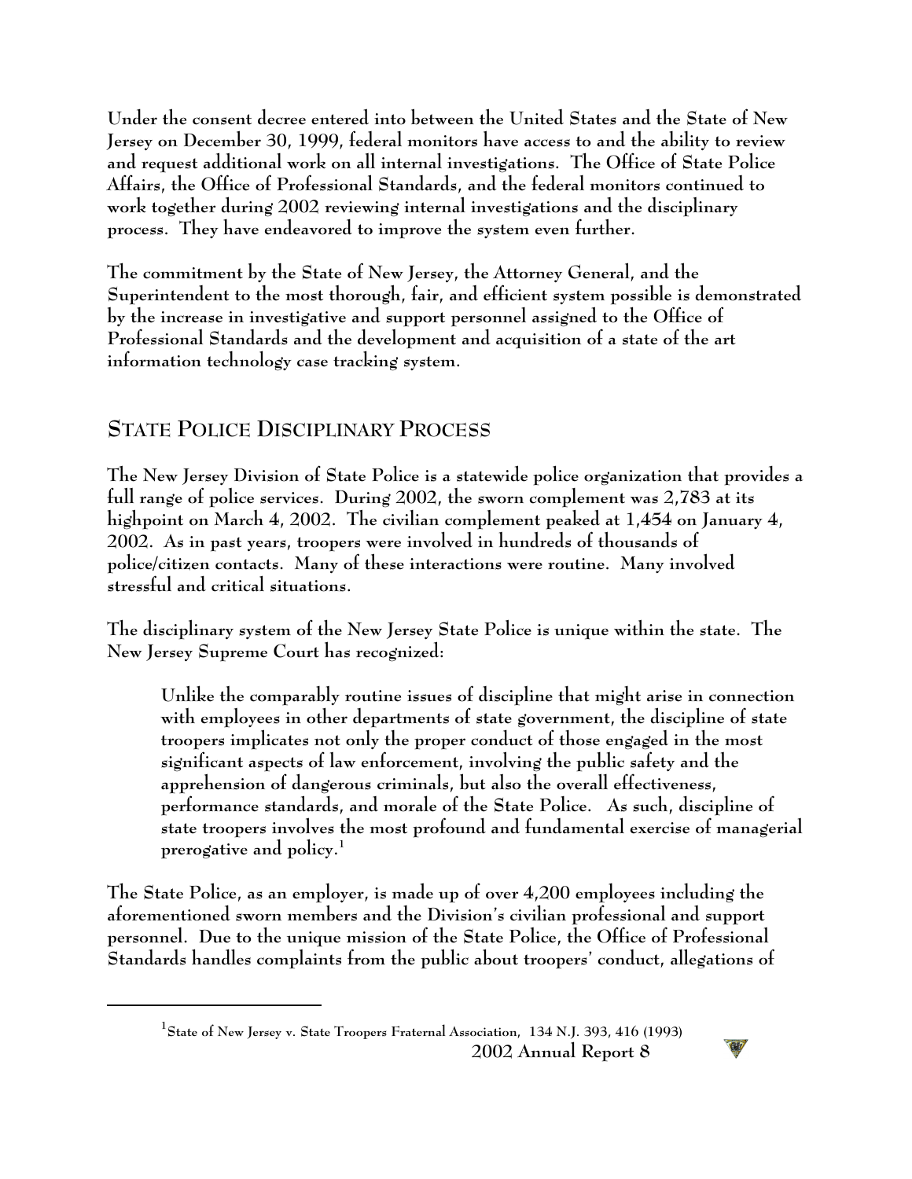Under the consent decree entered into between the United States and the State of New Jersey on December 30, 1999, federal monitors have access to and the ability to review and request additional work on all internal investigations. The Office of State Police Affairs, the Office of Professional Standards, and the federal monitors continued to work together during 2002 reviewing internal investigations and the disciplinary process. They have endeavored to improve the system even further.

The commitment by the State of New Jersey, the Attorney General, and the Superintendent to the most thorough, fair, and efficient system possible is demonstrated by the increase in investigative and support personnel assigned to the Office of Professional Standards and the development and acquisition of a state of the art information technology case tracking system.

## State Police Disciplinary Process

The New Jersey Division of State Police is a statewide police organization that provides a full range of police services. During 2002, the sworn complement was 2,783 at its highpoint on March 4, 2002. The civilian complement peaked at 1,454 on January 4, 2002. As in past years, troopers were involved in hundreds of thousands of police/citizen contacts. Many of these interactions were routine. Many involved stressful and critical situations.

The disciplinary system of the New Jersey State Police is unique within the state. The New Jersey Supreme Court has recognized:

> Unlike the comparably routine issues of discipline that might arise in connection with employees in other departments of state government, the discipline of state troopers implicates not only the proper conduct of those engaged in the most significant aspects of law enforcement, involving the public safety and the apprehension of dangerous criminals, but also the overall effectiveness, performance standards, and morale of the State Police. As such, discipline of state troopers involves the most profound and fundamental exercise of managerial prerogative and policy.[1]

The State Police, as an employer, is made up of over 4,200 employees including the aforementioned sworn members and the Division's civilian professional and support personnel. Due to the unique mission of the State Police, the Office of Professional Standards handles complaints from the public about troopers' conduct, allegations of

---

[1] State of New Jersey v. State Troopers Fraternal Association, 134 N.J. 393, 416 (1993)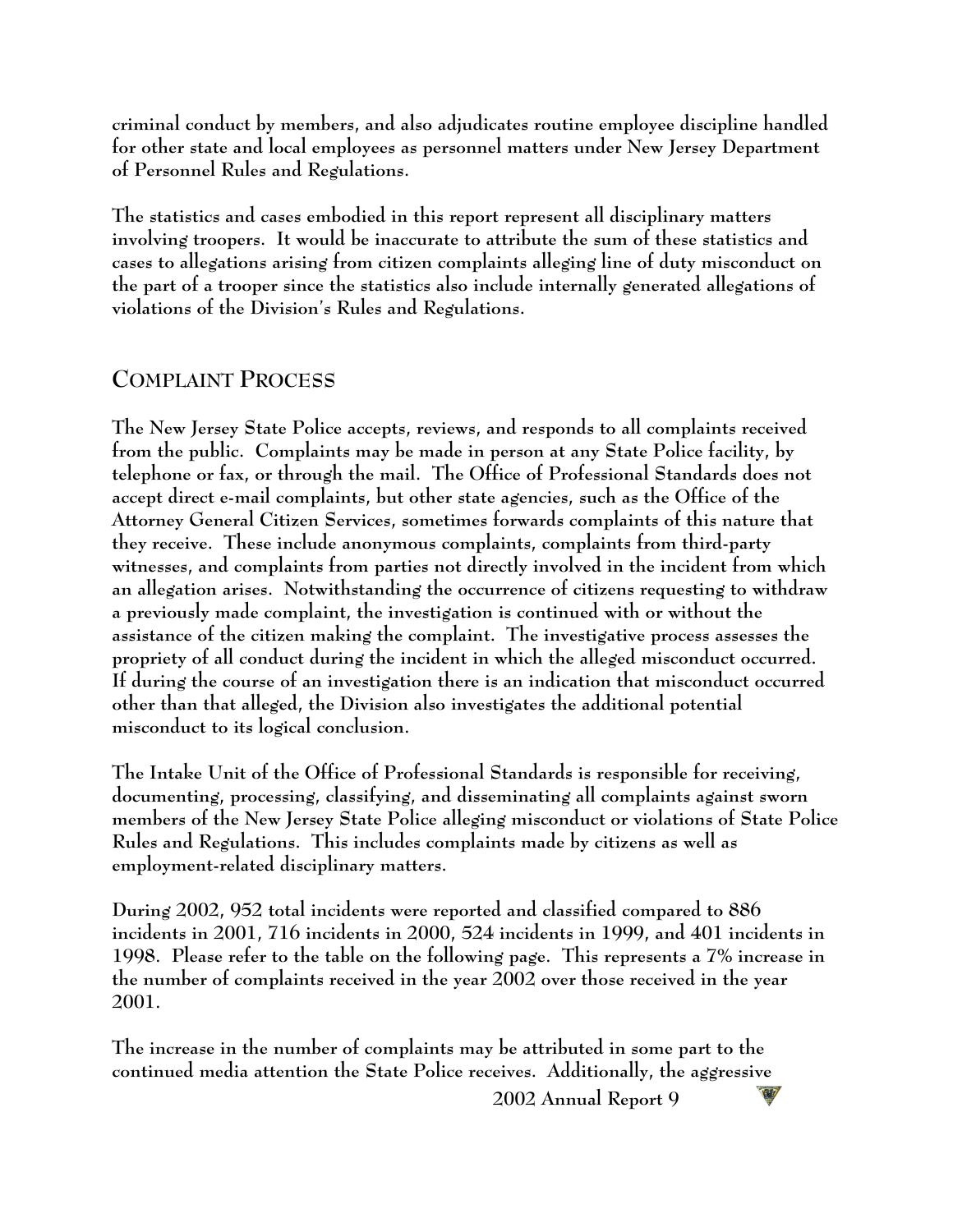criminal conduct by members, and also adjudicates routine employee discipline handled for other state and local employees as personnel matters under New Jersey Department of Personnel Rules and Regulations.

The statistics and cases embodied in this report represent all disciplinary matters involving troopers. It would be inaccurate to attribute the sum of these statistics and cases to allegations arising from citizen complaints alleging line of duty misconduct on the part of a trooper since the statistics also include internally generated allegations of violations of the Division's Rules and Regulations.

## COMPLAINT PROCESS

The New Jersey State Police accepts, reviews, and responds to all complaints received from the public. Complaints may be made in person at any State Police facility, by telephone or fax, or through the mail. The Office of Professional Standards does not accept direct e-mail complaints, but other state agencies, such as the Office of the Attorney General Citizen Services, sometimes forwards complaints of this nature that they receive. These include anonymous complaints, complaints from third-party witnesses, and complaints from parties not directly involved in the incident from which an allegation arises. Notwithstanding the occurrence of citizens requesting to withdraw a previously made complaint, the investigation is continued with or without the assistance of the citizen making the complaint. The investigative process assesses the propriety of all conduct during the incident in which the alleged misconduct occurred. If during the course of an investigation there is an indication that misconduct occurred other than that alleged, the Division also investigates the additional potential misconduct to its logical conclusion.

The Intake Unit of the Office of Professional Standards is responsible for receiving, documenting, processing, classifying, and disseminating all complaints against sworn members of the New Jersey State Police alleging misconduct or violations of State Police Rules and Regulations. This includes complaints made by citizens as well as employment-related disciplinary matters.

During 2002, 952 total incidents were reported and classified compared to 886 incidents in 2001, 716 incidents in 2000, 524 incidents in 1999, and 401 incidents in 1998. Please refer to the table on the following page. This represents a 7% increase in the number of complaints received in the year 2002 over those received in the year 2001.

The increase in the number of complaints may be attributed in some part to the continued media attention the State Police receives. Additionally, the aggressive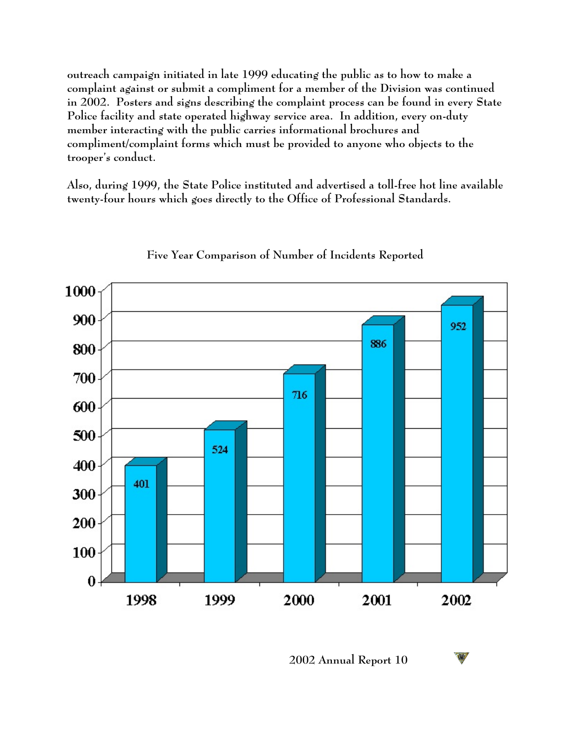outreach campaign initiated in late 1999 educating the public as to how to make a complaint against or submit a compliment for a member of the Division was continued in 2002. Posters and signs describing the complaint process can be found in every State Police facility and state operated highway service area. In addition, every on-duty member interacting with the public carries informational brochures and compliment/complaint forms which must be provided to anyone who objects to the trooper's conduct.

Also, during 1999, the State Police instituted and advertised a toll-free hot line available twenty-four hours which goes directly to the Office of Professional Standards.

Five Year Comparison of Number of Incidents Reported

| Year | Number of Incidents Reported |
| --- | --- |
| 1998 | 401 |
| 1999 | 524 |
| 2000 | 716 |
| 2001 | 886 |
| 2002 | 952 |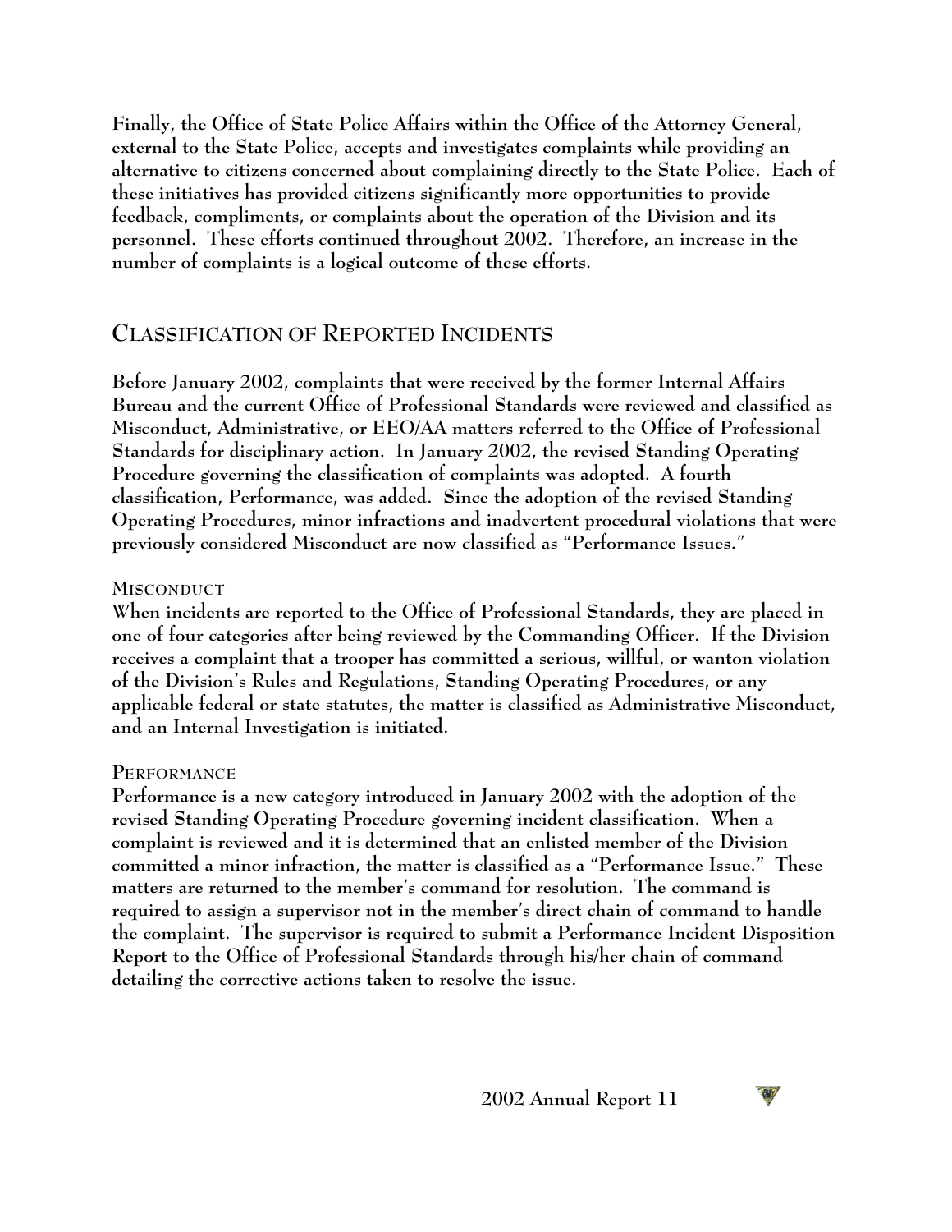Finally, the Office of State Police Affairs within the Office of the Attorney General, external to the State Police, accepts and investigates complaints while providing an alternative to citizens concerned about complaining directly to the State Police. Each of these initiatives has provided citizens significantly more opportunities to provide feedback, compliments, or complaints about the operation of the Division and its personnel. These efforts continued throughout 2002. Therefore, an increase in the number of complaints is a logical outcome of these efforts.

## CLASSIFICATION OF REPORTED INCIDENTS

Before January 2002, complaints that were received by the former Internal Affairs Bureau and the current Office of Professional Standards were reviewed and classified as Misconduct, Administrative, or EEO/AA matters referred to the Office of Professional Standards for disciplinary action. In January 2002, the revised Standing Operating Procedure governing the classification of complaints was adopted. A fourth classification, Performance, was added. Since the adoption of the revised Standing Operating Procedures, minor infractions and inadvertent procedural violations that were previously considered Misconduct are now classified as "Performance Issues."

### MISCONDUCT

When incidents are reported to the Office of Professional Standards, they are placed in one of four categories after being reviewed by the Commanding Officer. If the Division receives a complaint that a trooper has committed a serious, willful, or wanton violation of the Division's Rules and Regulations, Standing Operating Procedures, or any applicable federal or state statutes, the matter is classified as Administrative Misconduct, and an Internal Investigation is initiated.

### PERFORMANCE

Performance is a new category introduced in January 2002 with the adoption of the revised Standing Operating Procedure governing incident classification. When a complaint is reviewed and it is determined that an enlisted member of the Division committed a minor infraction, the matter is classified as a "Performance Issue." These matters are returned to the member's command for resolution. The command is required to assign a supervisor not in the member's direct chain of command to handle the complaint. The supervisor is required to submit a Performance Incident Disposition Report to the Office of Professional Standards through his/her chain of command detailing the corrective actions taken to resolve the issue.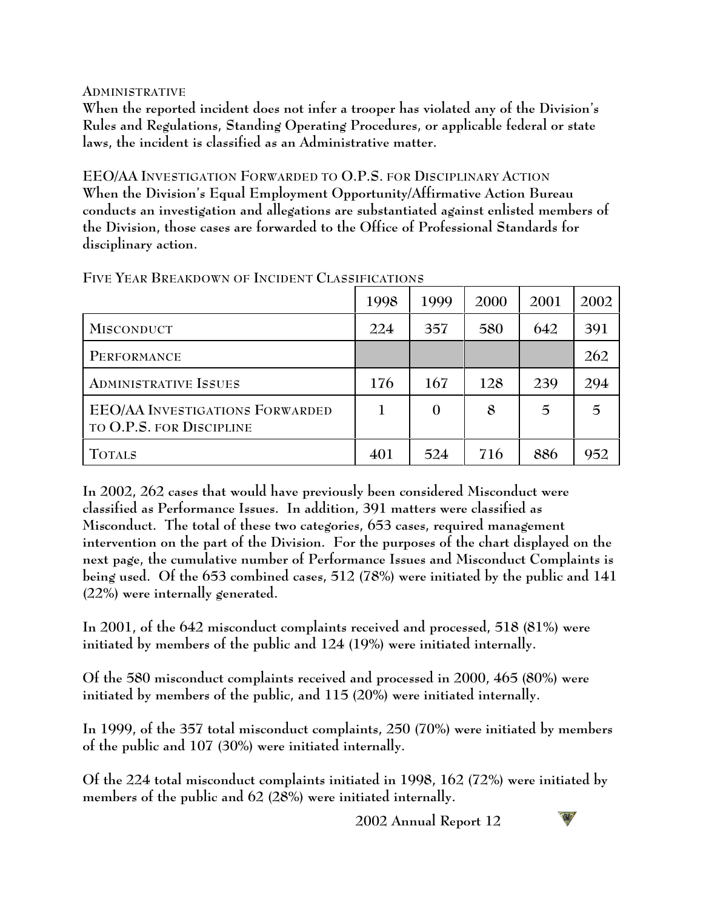### Administrative

**When the reported incident does not infer a trooper has violated any of the Division's Rules and Regulations, Standing Operating Procedures, or applicable federal or state laws, the incident is classified as an Administrative matter.**

### EEO/AA Investigation Forwarded to O.P.S. for Disciplinary Action

**When the Division's Equal Employment Opportunity/Affirmative Action Bureau conducts an investigation and allegations are substantiated against enlisted members of the Division, those cases are forwarded to the Office of Professional Standards for disciplinary action.**

### Five Year Breakdown of Incident Classifications

| | 1998 | 1999 | 2000 | 2001 | 2002 |
|---|---|---|---|---|---|
| Misconduct | 224 | 357 | 580 | 642 | 391 |
| Performance | | | | | 262 |
| Administrative Issues | 176 | 167 | 128 | 239 | 294 |
| EEO/AA Investigations Forwarded to O.P.S. for Discipline | 1 | 0 | 8 | 5 | 5 |
| Totals | 401 | 524 | 716 | 886 | 952 |

**In 2002, 262 cases that would have previously been considered Misconduct were classified as Performance Issues. In addition, 391 matters were classified as Misconduct. The total of these two categories, 653 cases, required management intervention on the part of the Division. For the purposes of the chart displayed on the next page, the cumulative number of Performance Issues and Misconduct Complaints is being used. Of the 653 combined cases, 512 (78%) were initiated by the public and 141 (22%) were internally generated.**

**In 2001, of the 642 misconduct complaints received and processed, 518 (81%) were initiated by members of the public and 124 (19%) were initiated internally.**

**Of the 580 misconduct complaints received and processed in 2000, 465 (80%) were initiated by members of the public, and 115 (20%) were initiated internally.**

**In 1999, of the 357 total misconduct complaints, 250 (70%) were initiated by members of the public and 107 (30%) were initiated internally.**

**Of the 224 total misconduct complaints initiated in 1998, 162 (72%) were initiated by members of the public and 62 (28%) were initiated internally.**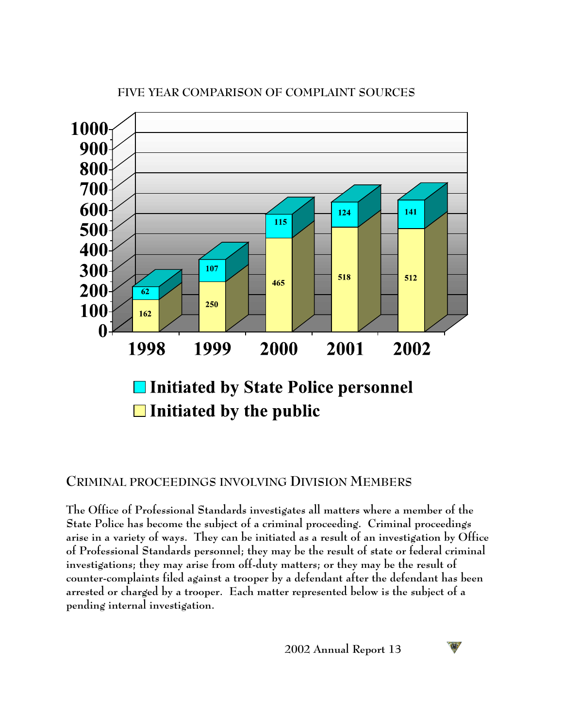FIVE YEAR COMPARISON OF COMPLAINT SOURCES

| Year | Initiated by State Police personnel | Initiated by the public |
|---|---|---|
| 1998 | 62 | 162 |
| 1999 | 107 | 250 |
| 2000 | 115 | 465 |
| 2001 | 124 | 518 |
| 2002 | 141 | 512 |

## CRIMINAL PROCEEDINGS INVOLVING DIVISION MEMBERS

The Office of Professional Standards investigates all matters where a member of the State Police has become the subject of a criminal proceeding. Criminal proceedings arise in a variety of ways. They can be initiated as a result of an investigation by Office of Professional Standards personnel; they may be the result of state or federal criminal investigations; they may arise from off-duty matters; or they may be the result of counter-complaints filed against a trooper by a defendant after the defendant has been arrested or charged by a trooper. Each matter represented below is the subject of a pending internal investigation.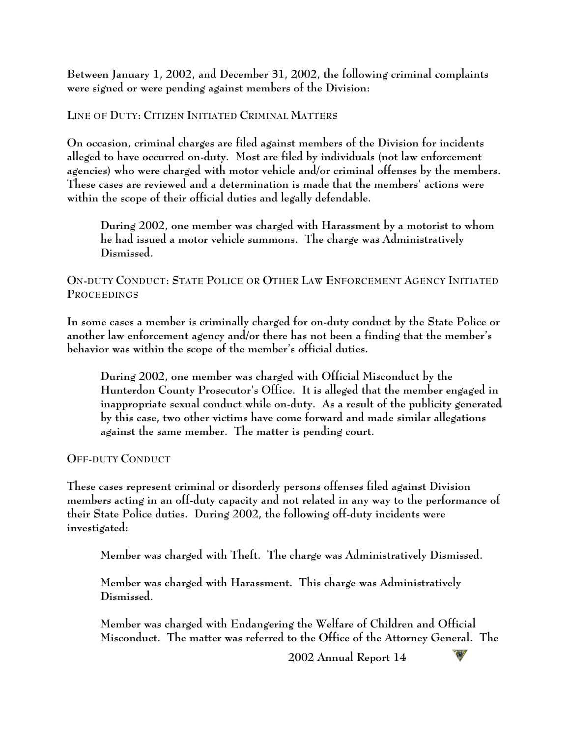Between January 1, 2002, and December 31, 2002, the following criminal complaints were signed or were pending against members of the Division:

## LINE OF DUTY: CITIZEN INITIATED CRIMINAL MATTERS

On occasion, criminal charges are filed against members of the Division for incidents alleged to have occurred on-duty. Most are filed by individuals (not law enforcement agencies) who were charged with motor vehicle and/or criminal offenses by the members. These cases are reviewed and a determination is made that the members' actions were within the scope of their official duties and legally defendable.

> During 2002, one member was charged with Harassment by a motorist to whom he had issued a motor vehicle summons. The charge was Administratively Dismissed.

## ON-DUTY CONDUCT: STATE POLICE OR OTHER LAW ENFORCEMENT AGENCY INITIATED PROCEEDINGS

In some cases a member is criminally charged for on-duty conduct by the State Police or another law enforcement agency and/or there has not been a finding that the member's behavior was within the scope of the member's official duties.

> During 2002, one member was charged with Official Misconduct by the Hunterdon County Prosecutor's Office. It is alleged that the member engaged in inappropriate sexual conduct while on-duty. As a result of the publicity generated by this case, two other victims have come forward and made similar allegations against the same member. The matter is pending court.

## OFF-DUTY CONDUCT

These cases represent criminal or disorderly persons offenses filed against Division members acting in an off-duty capacity and not related in any way to the performance of their State Police duties. During 2002, the following off-duty incidents were investigated:

> Member was charged with Theft. The charge was Administratively Dismissed.
>
> Member was charged with Harassment. This charge was Administratively Dismissed.
>
> Member was charged with Endangering the Welfare of Children and Official Misconduct. The matter was referred to the Office of the Attorney General. The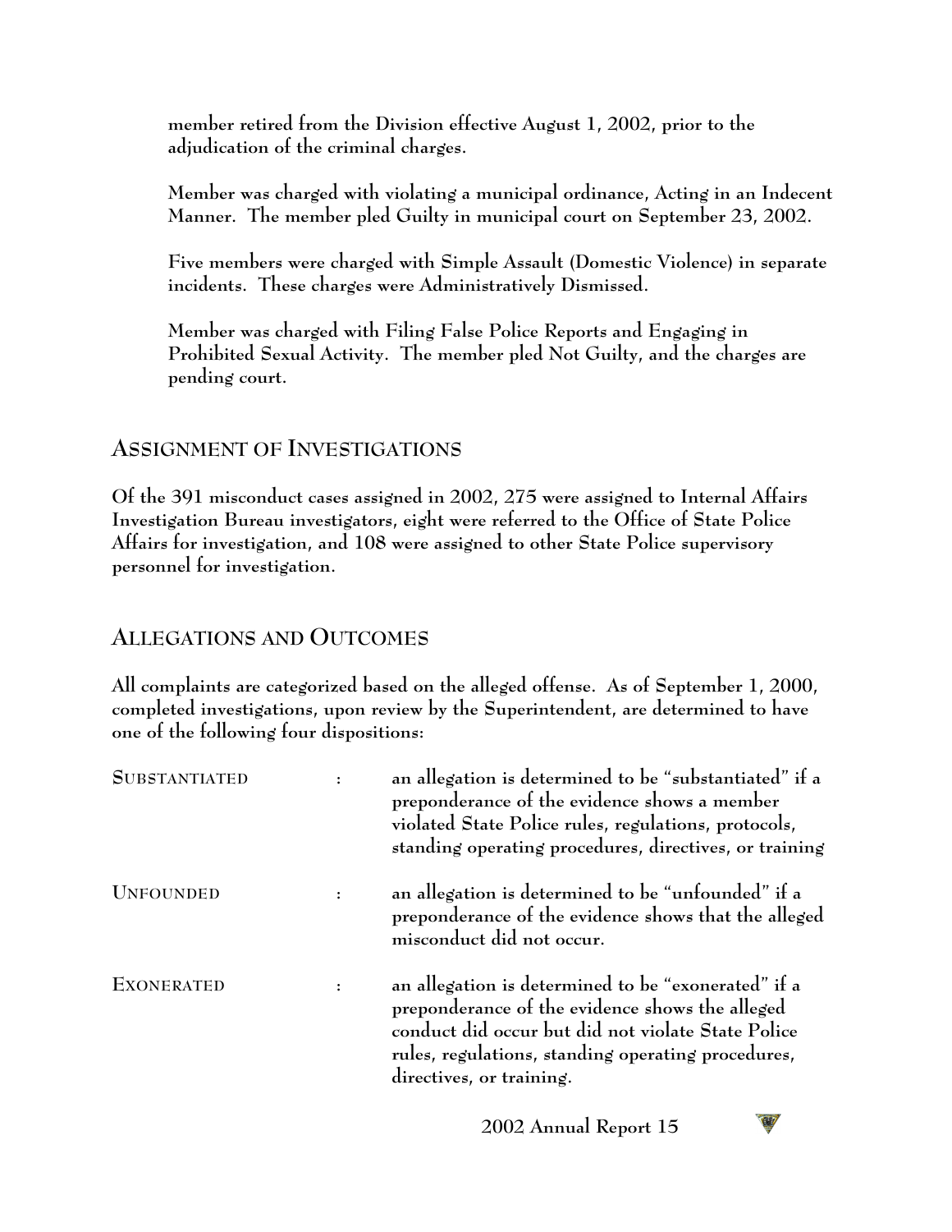member retired from the Division effective August 1, 2002, prior to the adjudication of the criminal charges.

Member was charged with violating a municipal ordinance, Acting in an Indecent Manner. The member pled Guilty in municipal court on September 23, 2002.

Five members were charged with Simple Assault (Domestic Violence) in separate incidents. These charges were Administratively Dismissed.

Member was charged with Filing False Police Reports and Engaging in Prohibited Sexual Activity. The member pled Not Guilty, and the charges are pending court.

## Assignment of Investigations

Of the 391 misconduct cases assigned in 2002, 275 were assigned to Internal Affairs Investigation Bureau investigators, eight were referred to the Office of State Police Affairs for investigation, and 108 were assigned to other State Police supervisory personnel for investigation.

## Allegations and Outcomes

All complaints are categorized based on the alleged offense. As of September 1, 2000, completed investigations, upon review by the Superintendent, are determined to have one of the following four dispositions:

| | | |
|---|---|---|
| SUBSTANTIATED | : | an allegation is determined to be "substantiated" if a preponderance of the evidence shows a member violated State Police rules, regulations, protocols, standing operating procedures, directives, or training |
| UNFOUNDED | : | an allegation is determined to be "unfounded" if a preponderance of the evidence shows that the alleged misconduct did not occur. |
| EXONERATED | : | an allegation is determined to be "exonerated" if a preponderance of the evidence shows the alleged conduct did occur but did not violate State Police rules, regulations, standing operating procedures, directives, or training. |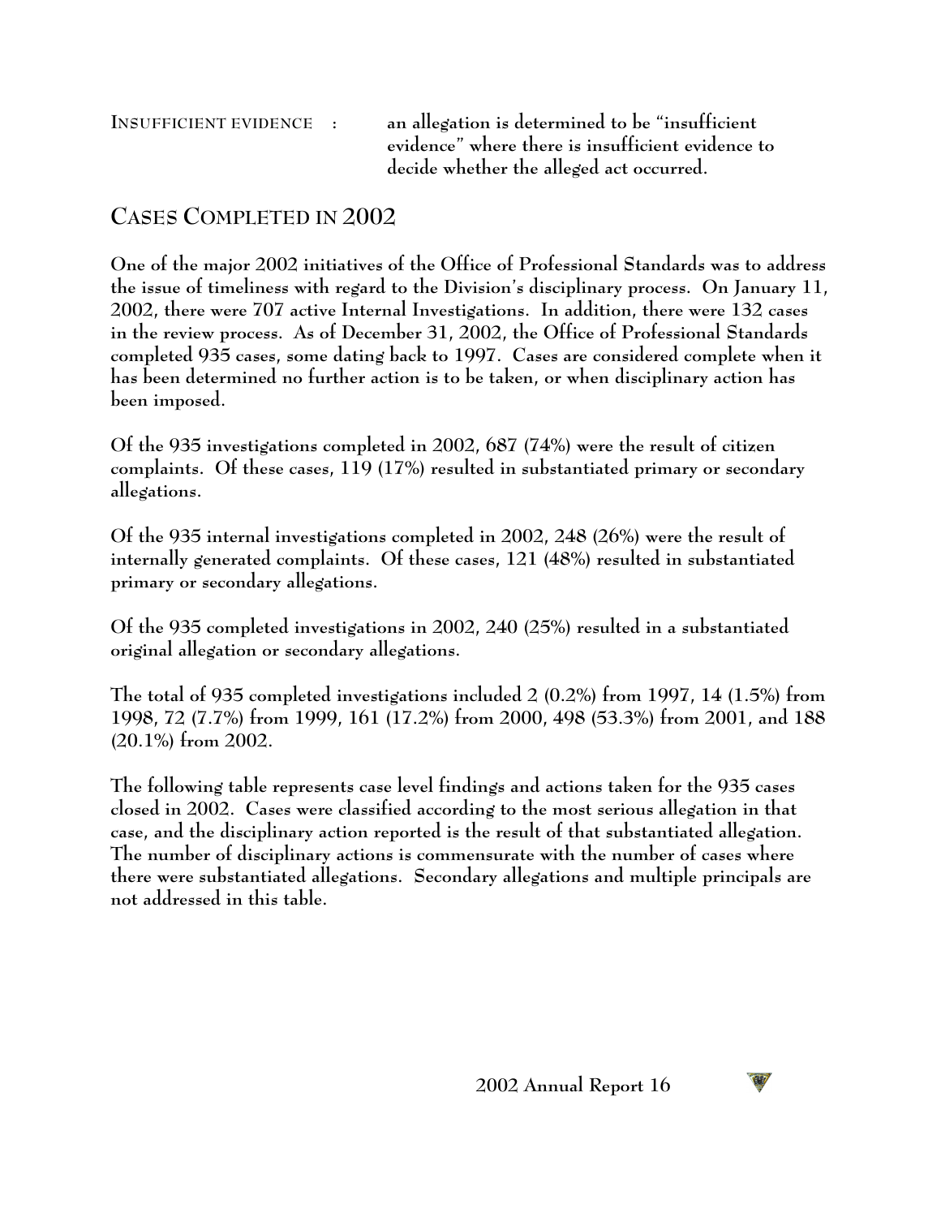**INSUFFICIENT EVIDENCE :** an allegation is determined to be "insufficient evidence" where there is insufficient evidence to decide whether the alleged act occurred.

## CASES COMPLETED IN 2002

One of the major 2002 initiatives of the Office of Professional Standards was to address the issue of timeliness with regard to the Division's disciplinary process. On January 11, 2002, there were 707 active Internal Investigations. In addition, there were 132 cases in the review process. As of December 31, 2002, the Office of Professional Standards completed 935 cases, some dating back to 1997. Cases are considered complete when it has been determined no further action is to be taken, or when disciplinary action has been imposed.

Of the 935 investigations completed in 2002, 687 (74%) were the result of citizen complaints. Of these cases, 119 (17%) resulted in substantiated primary or secondary allegations.

Of the 935 internal investigations completed in 2002, 248 (26%) were the result of internally generated complaints. Of these cases, 121 (48%) resulted in substantiated primary or secondary allegations.

Of the 935 completed investigations in 2002, 240 (25%) resulted in a substantiated original allegation or secondary allegations.

The total of 935 completed investigations included 2 (0.2%) from 1997, 14 (1.5%) from 1998, 72 (7.7%) from 1999, 161 (17.2%) from 2000, 498 (53.3%) from 2001, and 188 (20.1%) from 2002.

The following table represents case level findings and actions taken for the 935 cases closed in 2002. Cases were classified according to the most serious allegation in that case, and the disciplinary action reported is the result of that substantiated allegation. The number of disciplinary actions is commensurate with the number of cases where there were substantiated allegations. Secondary allegations and multiple principals are not addressed in this table.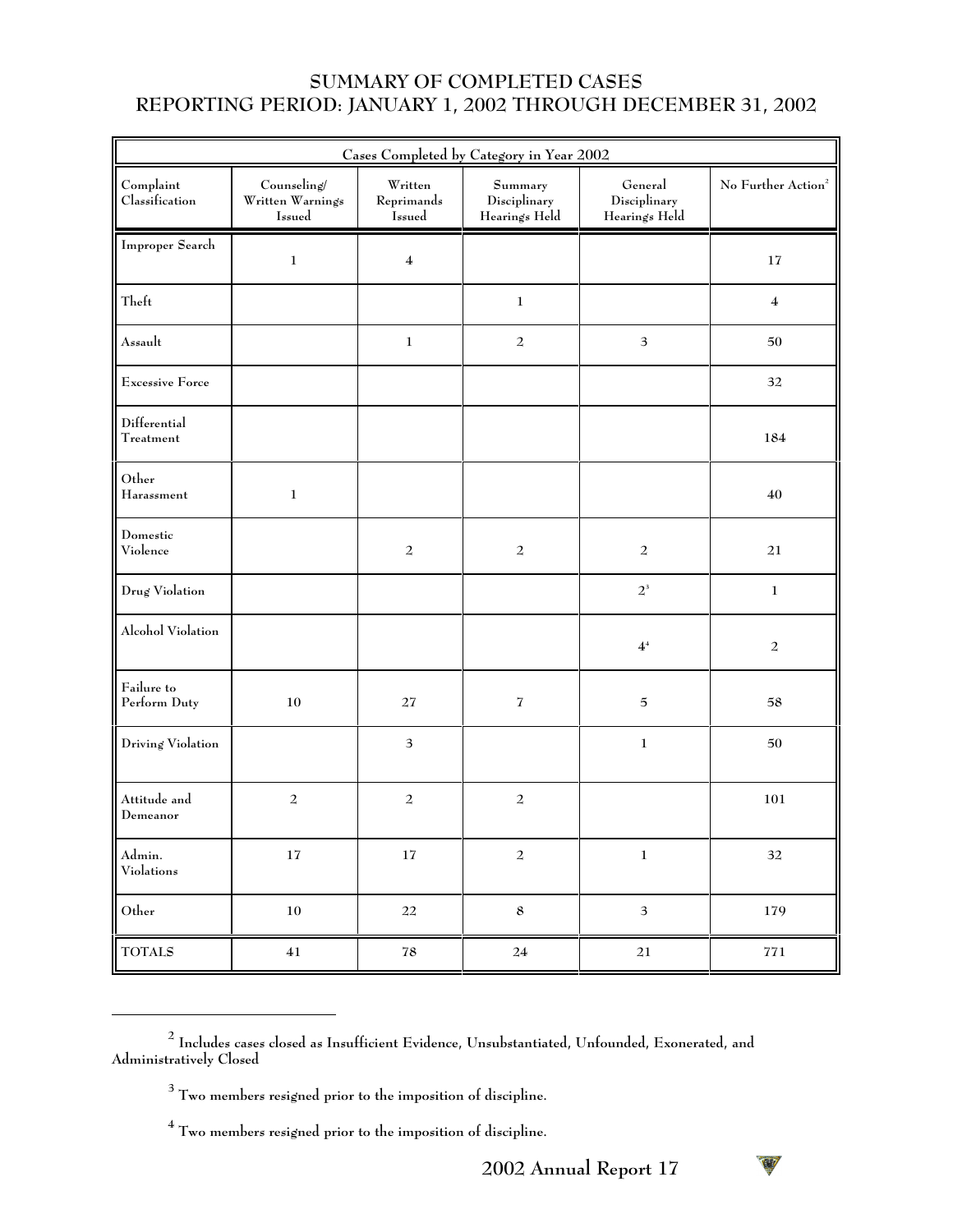## SUMMARY OF COMPLETED CASES
## REPORTING PERIOD: JANUARY 1, 2002 THROUGH DECEMBER 31, 2002

| Cases Completed by Category in Year 2002 | | | | | |
|---|---|---|---|---|---|
| Complaint Classification | Counseling/ Written Warnings Issued | Written Reprimands Issued | Summary Disciplinary Hearings Held | General Disciplinary Hearings Held | No Further Action[2] |
| Improper Search | 1 | 4 | | | 17 |
| Theft | | | 1 | | 4 |
| Assault | | 1 | 2 | 3 | 50 |
| Excessive Force | | | | | 32 |
| Differential Treatment | | | | | 184 |
| Other Harassment | 1 | | | | 40 |
| Domestic Violence | | 2 | 2 | 2 | 21 |
| Drug Violation | | | | 2[3] | 1 |
| Alcohol Violation | | | | 4[4] | 2 |
| Failure to Perform Duty | 10 | 27 | 7 | 5 | 58 |
| Driving Violation | | 3 | | 1 | 50 |
| Attitude and Demeanor | 2 | 2 | 2 | | 101 |
| Admin. Violations | 17 | 17 | 2 | 1 | 32 |
| Other | 10 | 22 | 8 | 3 | 179 |
| TOTALS | 41 | 78 | 24 | 21 | 771 |

---

[2] Includes cases closed as Insufficient Evidence, Unsubstantiated, Unfounded, Exonerated, and Administratively Closed

[3] Two members resigned prior to the imposition of discipline.

[4] Two members resigned prior to the imposition of discipline.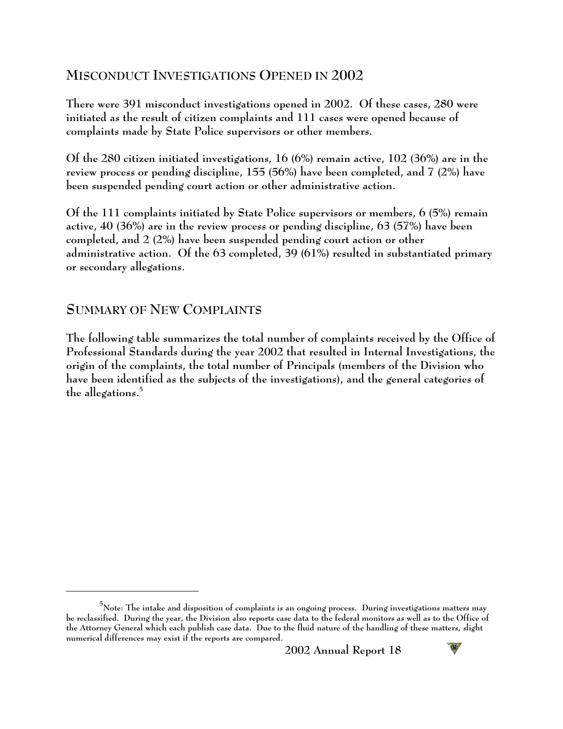## MISCONDUCT INVESTIGATIONS OPENED IN 2002

**There were 391 misconduct investigations opened in 2002. Of these cases, 280 were initiated as the result of citizen complaints and 111 cases were opened because of complaints made by State Police supervisors or other members.**

**Of the 280 citizen initiated investigations, 16 (6%) remain active, 102 (36%) are in the review process or pending discipline, 155 (56%) have been completed, and 7 (2%) have been suspended pending court action or other administrative action.**

**Of the 111 complaints initiated by State Police supervisors or members, 6 (5%) remain active, 40 (36%) are in the review process or pending discipline, 63 (57%) have been completed, and 2 (2%) have been suspended pending court action or other administrative action. Of the 63 completed, 39 (61%) resulted in substantiated primary or secondary allegations.**

## SUMMARY OF NEW COMPLAINTS

**The following table summarizes the total number of complaints received by the Office of Professional Standards during the year 2002 that resulted in Internal Investigations, the origin of the complaints, the total number of Principals (members of the Division who have been identified as the subjects of the investigations), and the general categories of the allegations.[5]**

---

[5]Note: The intake and disposition of complaints is an ongoing process. During investigations matters may be reclassified. During the year, the Division also reports case data to the federal monitors as well as to the Office of the Attorney General which each publish case data. Due to the fluid nature of the handling of these matters, slight numerical differences may exist if the reports are compared.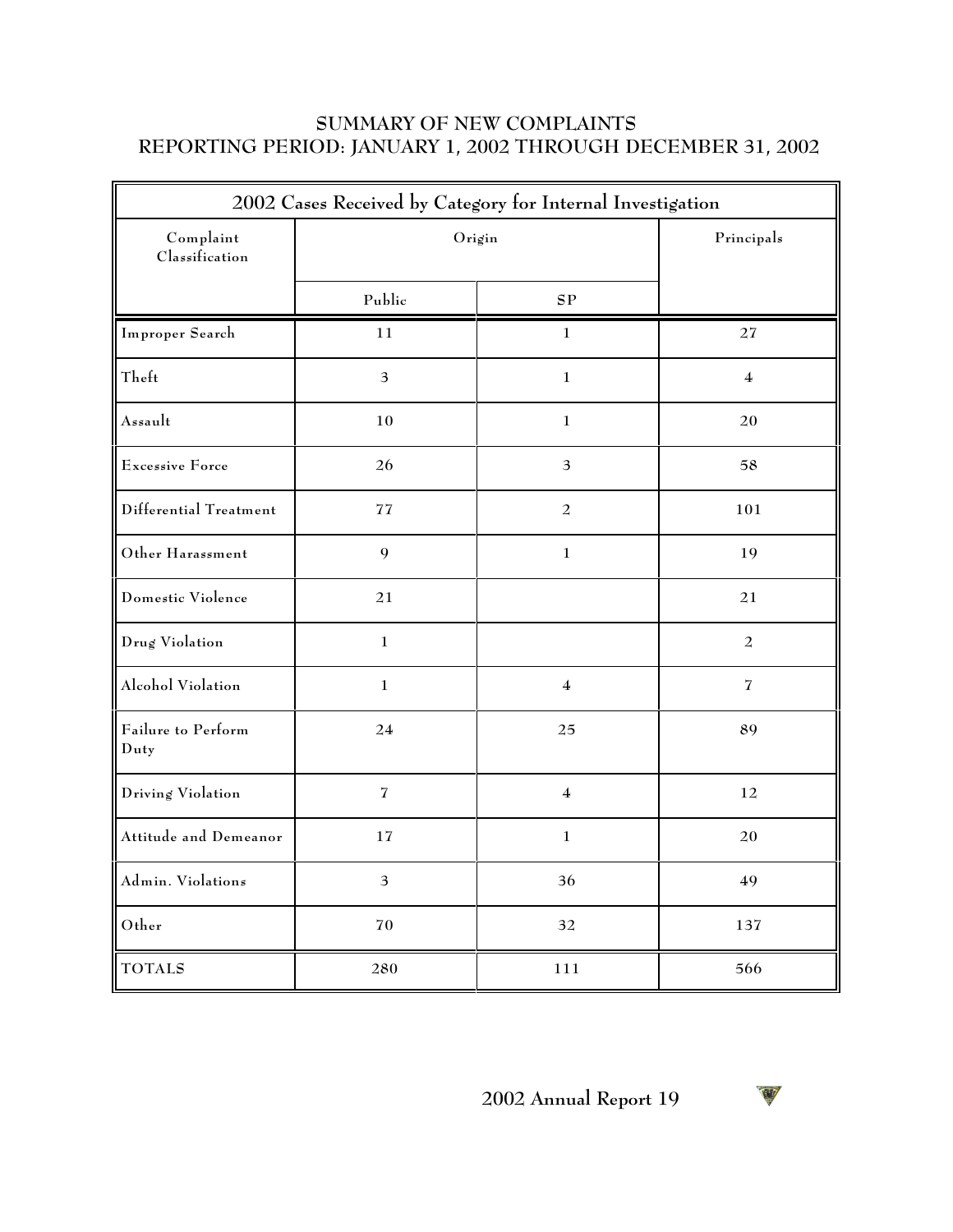## SUMMARY OF NEW COMPLAINTS
## REPORTING PERIOD: JANUARY 1, 2002 THROUGH DECEMBER 31, 2002

| 2002 Cases Received by Category for Internal Investigation | | | |
|---|---|---|---|
| Complaint Classification | Origin | | Principals |
| | Public | SP | |
| Improper Search | 11 | 1 | 27 |
| Theft | 3 | 1 | 4 |
| Assault | 10 | 1 | 20 |
| Excessive Force | 26 | 3 | 58 |
| Differential Treatment | 77 | 2 | 101 |
| Other Harassment | 9 | 1 | 19 |
| Domestic Violence | 21 | | 21 |
| Drug Violation | 1 | | 2 |
| Alcohol Violation | 1 | 4 | 7 |
| Failure to Perform Duty | 24 | 25 | 89 |
| Driving Violation | 7 | 4 | 12 |
| Attitude and Demeanor | 17 | 1 | 20 |
| Admin. Violations | 3 | 36 | 49 |
| Other | 70 | 32 | 137 |
| TOTALS | 280 | 111 | 566 |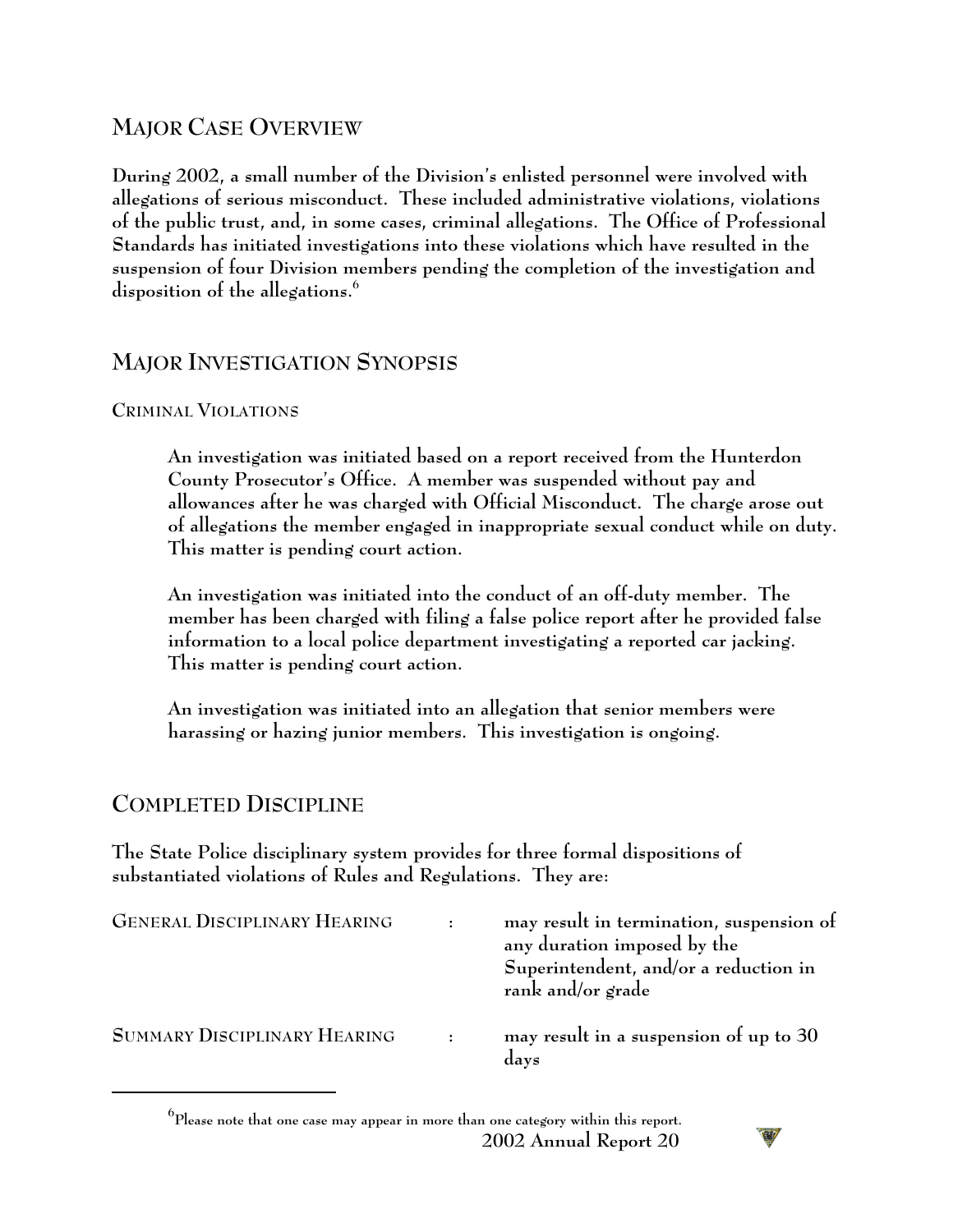## MAJOR CASE OVERVIEW

During 2002, a small number of the Division's enlisted personnel were involved with allegations of serious misconduct. These included administrative violations, violations of the public trust, and, in some cases, criminal allegations. The Office of Professional Standards has initiated investigations into these violations which have resulted in the suspension of four Division members pending the completion of the investigation and disposition of the allegations.[6]

## MAJOR INVESTIGATION SYNOPSIS

### CRIMINAL VIOLATIONS

An investigation was initiated based on a report received from the Hunterdon County Prosecutor's Office. A member was suspended without pay and allowances after he was charged with Official Misconduct. The charge arose out of allegations the member engaged in inappropriate sexual conduct while on duty. This matter is pending court action.

An investigation was initiated into the conduct of an off-duty member. The member has been charged with filing a false police report after he provided false information to a local police department investigating a reported car jacking. This matter is pending court action.

An investigation was initiated into an allegation that senior members were harassing or hazing junior members. This investigation is ongoing.

## COMPLETED DISCIPLINE

The State Police disciplinary system provides for three formal dispositions of substantiated violations of Rules and Regulations. They are:

| | | |
|---|---|---|
| GENERAL DISCIPLINARY HEARING | : | may result in termination, suspension of any duration imposed by the Superintendent, and/or a reduction in rank and/or grade |
| SUMMARY DISCIPLINARY HEARING | : | may result in a suspension of up to 30 days |

[6] Please note that one case may appear in more than one category within this report.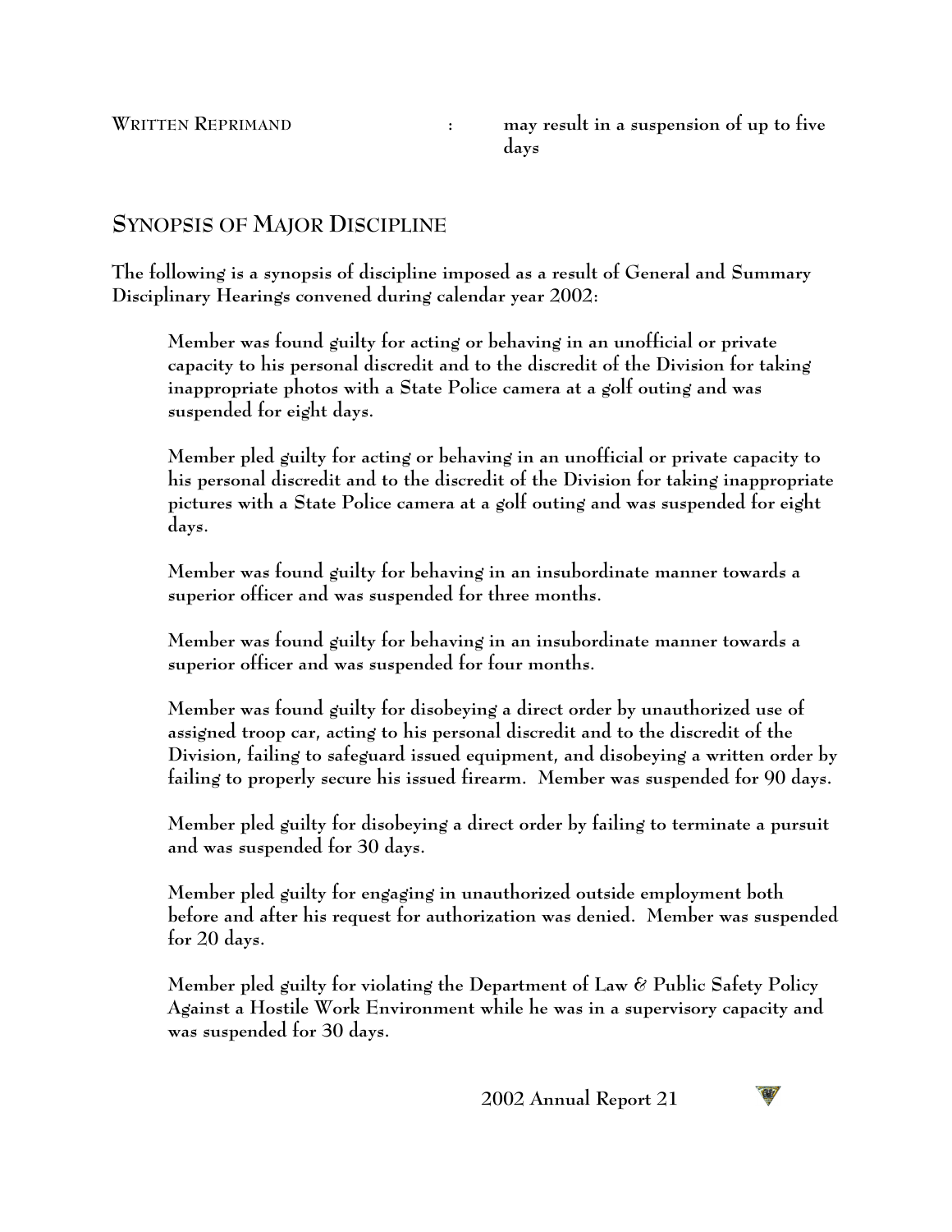WRITTEN REPRIMAND : may result in a suspension of up to five days

## SYNOPSIS OF MAJOR DISCIPLINE

The following is a synopsis of discipline imposed as a result of General and Summary Disciplinary Hearings convened during calendar year 2002:

Member was found guilty for acting or behaving in an unofficial or private capacity to his personal discredit and to the discredit of the Division for taking inappropriate photos with a State Police camera at a golf outing and was suspended for eight days.

Member pled guilty for acting or behaving in an unofficial or private capacity to his personal discredit and to the discredit of the Division for taking inappropriate pictures with a State Police camera at a golf outing and was suspended for eight days.

Member was found guilty for behaving in an insubordinate manner towards a superior officer and was suspended for three months.

Member was found guilty for behaving in an insubordinate manner towards a superior officer and was suspended for four months.

Member was found guilty for disobeying a direct order by unauthorized use of assigned troop car, acting to his personal discredit and to the discredit of the Division, failing to safeguard issued equipment, and disobeying a written order by failing to properly secure his issued firearm. Member was suspended for 90 days.

Member pled guilty for disobeying a direct order by failing to terminate a pursuit and was suspended for 30 days.

Member pled guilty for engaging in unauthorized outside employment both before and after his request for authorization was denied. Member was suspended for 20 days.

Member pled guilty for violating the Department of Law & Public Safety Policy Against a Hostile Work Environment while he was in a supervisory capacity and was suspended for 30 days.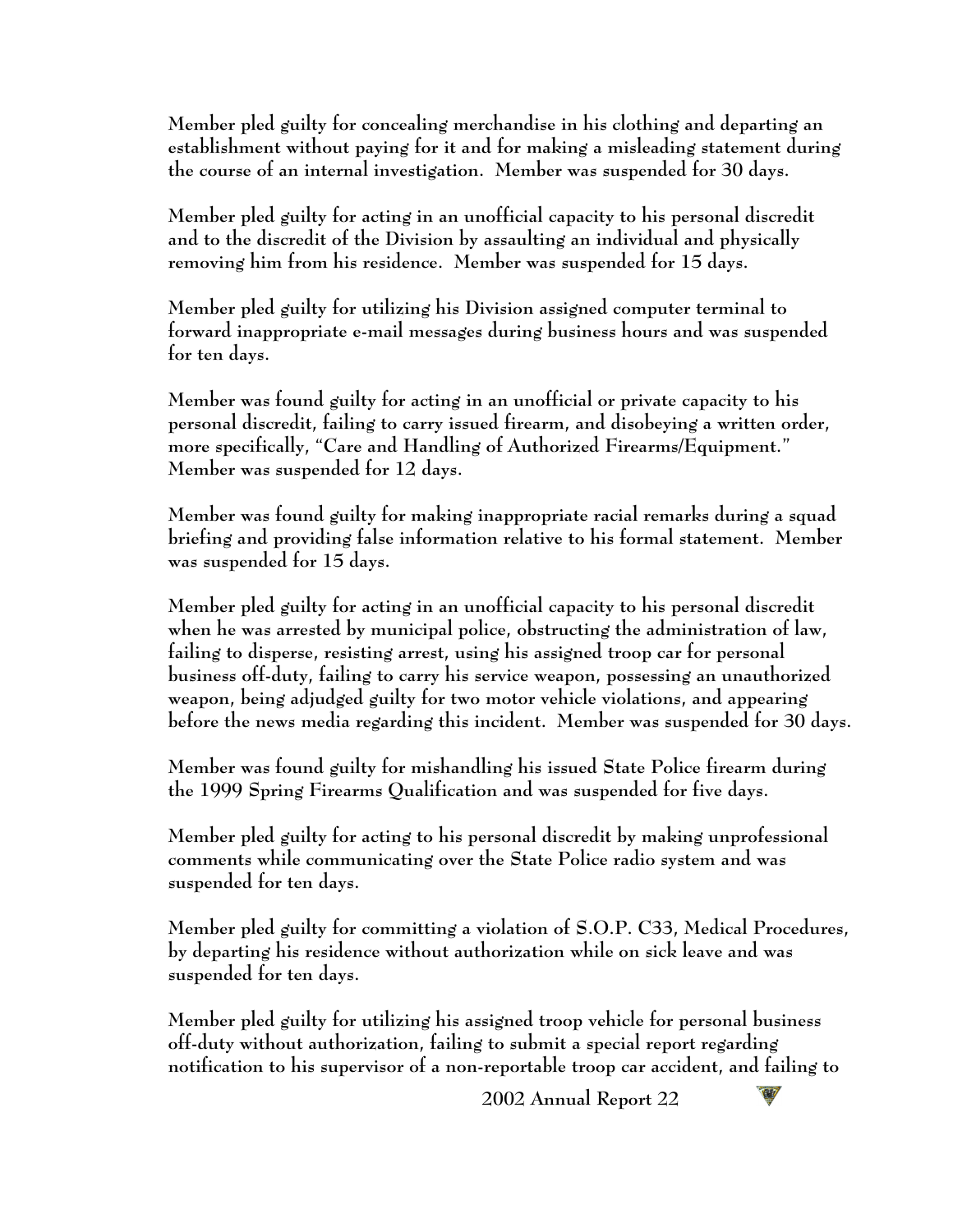Member pled guilty for concealing merchandise in his clothing and departing an establishment without paying for it and for making a misleading statement during the course of an internal investigation. Member was suspended for 30 days.

Member pled guilty for acting in an unofficial capacity to his personal discredit and to the discredit of the Division by assaulting an individual and physically removing him from his residence. Member was suspended for 15 days.

Member pled guilty for utilizing his Division assigned computer terminal to forward inappropriate e-mail messages during business hours and was suspended for ten days.

Member was found guilty for acting in an unofficial or private capacity to his personal discredit, failing to carry issued firearm, and disobeying a written order, more specifically, "Care and Handling of Authorized Firearms/Equipment." Member was suspended for 12 days.

Member was found guilty for making inappropriate racial remarks during a squad briefing and providing false information relative to his formal statement. Member was suspended for 15 days.

Member pled guilty for acting in an unofficial capacity to his personal discredit when he was arrested by municipal police, obstructing the administration of law, failing to disperse, resisting arrest, using his assigned troop car for personal business off-duty, failing to carry his service weapon, possessing an unauthorized weapon, being adjudged guilty for two motor vehicle violations, and appearing before the news media regarding this incident. Member was suspended for 30 days.

Member was found guilty for mishandling his issued State Police firearm during the 1999 Spring Firearms Qualification and was suspended for five days.

Member pled guilty for acting to his personal discredit by making unprofessional comments while communicating over the State Police radio system and was suspended for ten days.

Member pled guilty for committing a violation of S.O.P. C33, Medical Procedures, by departing his residence without authorization while on sick leave and was suspended for ten days.

Member pled guilty for utilizing his assigned troop vehicle for personal business off-duty without authorization, failing to submit a special report regarding notification to his supervisor of a non-reportable troop car accident, and failing to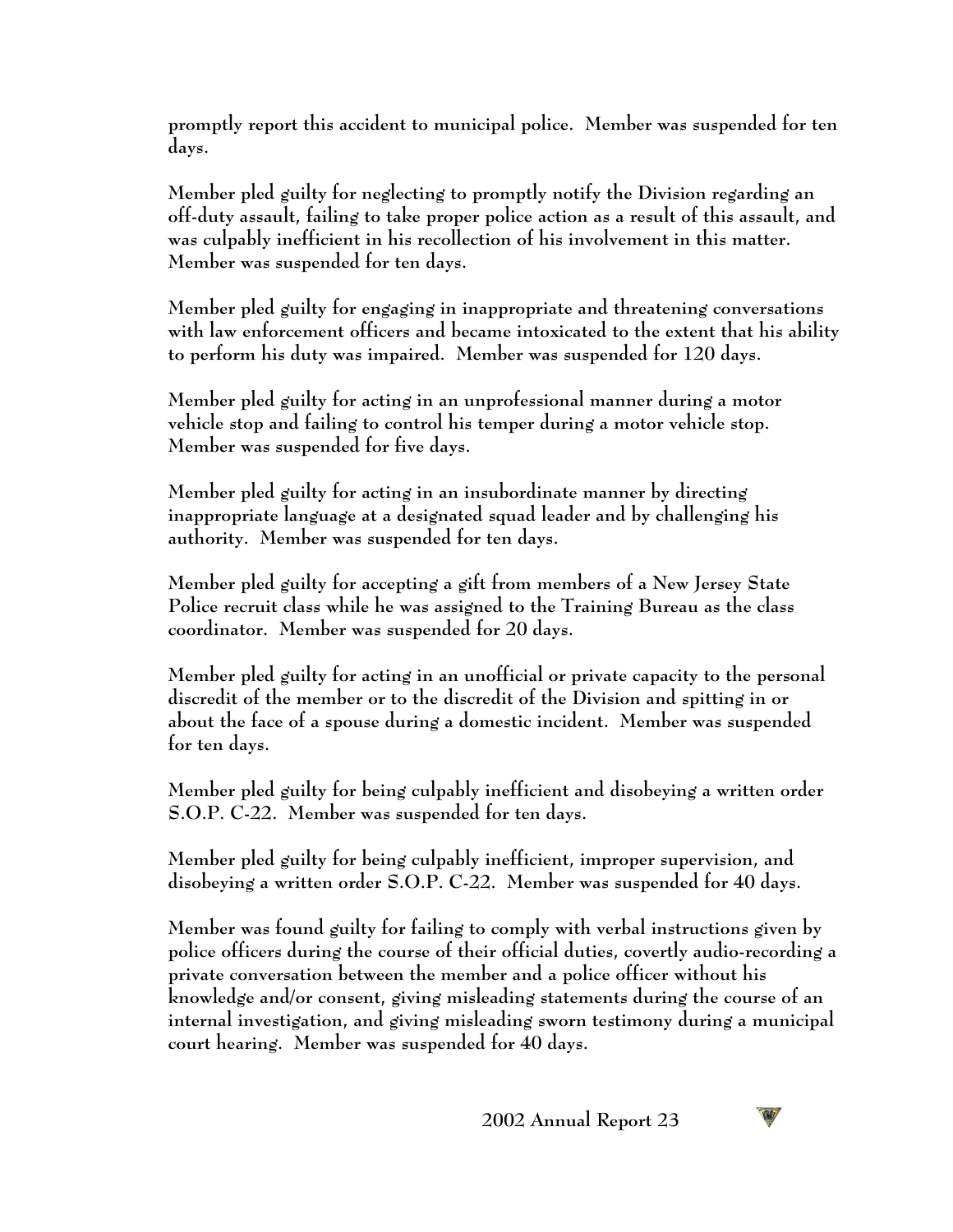promptly report this accident to municipal police. Member was suspended for ten days.

Member pled guilty for neglecting to promptly notify the Division regarding an off-duty assault, failing to take proper police action as a result of this assault, and was culpably inefficient in his recollection of his involvement in this matter. Member was suspended for ten days.

Member pled guilty for engaging in inappropriate and threatening conversations with law enforcement officers and became intoxicated to the extent that his ability to perform his duty was impaired. Member was suspended for 120 days.

Member pled guilty for acting in an unprofessional manner during a motor vehicle stop and failing to control his temper during a motor vehicle stop. Member was suspended for five days.

Member pled guilty for acting in an insubordinate manner by directing inappropriate language at a designated squad leader and by challenging his authority. Member was suspended for ten days.

Member pled guilty for accepting a gift from members of a New Jersey State Police recruit class while he was assigned to the Training Bureau as the class coordinator. Member was suspended for 20 days.

Member pled guilty for acting in an unofficial or private capacity to the personal discredit of the member or to the discredit of the Division and spitting in or about the face of a spouse during a domestic incident. Member was suspended for ten days.

Member pled guilty for being culpably inefficient and disobeying a written order S.O.P. C-22. Member was suspended for ten days.

Member pled guilty for being culpably inefficient, improper supervision, and disobeying a written order S.O.P. C-22. Member was suspended for 40 days.

Member was found guilty for failing to comply with verbal instructions given by police officers during the course of their official duties, covertly audio-recording a private conversation between the member and a police officer without his knowledge and/or consent, giving misleading statements during the course of an internal investigation, and giving misleading sworn testimony during a municipal court hearing. Member was suspended for 40 days.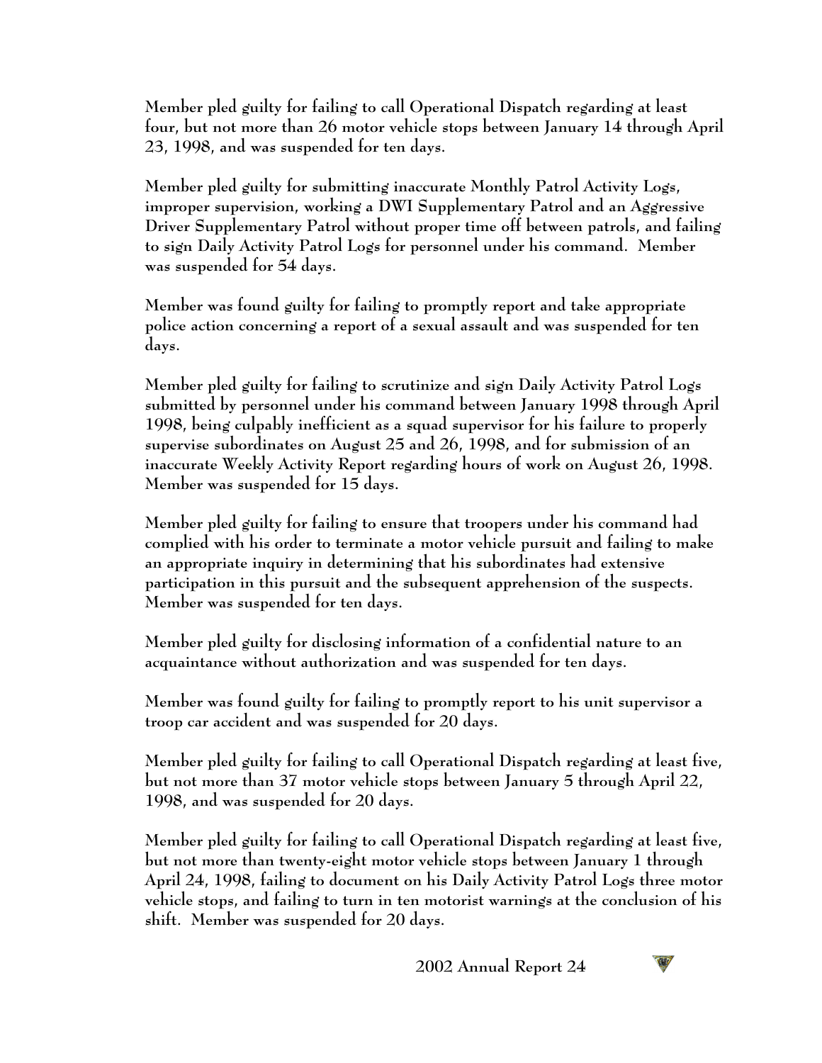Member pled guilty for failing to call Operational Dispatch regarding at least four, but not more than 26 motor vehicle stops between January 14 through April 23, 1998, and was suspended for ten days.

Member pled guilty for submitting inaccurate Monthly Patrol Activity Logs, improper supervision, working a DWI Supplementary Patrol and an Aggressive Driver Supplementary Patrol without proper time off between patrols, and failing to sign Daily Activity Patrol Logs for personnel under his command. Member was suspended for 54 days.

Member was found guilty for failing to promptly report and take appropriate police action concerning a report of a sexual assault and was suspended for ten days.

Member pled guilty for failing to scrutinize and sign Daily Activity Patrol Logs submitted by personnel under his command between January 1998 through April 1998, being culpably inefficient as a squad supervisor for his failure to properly supervise subordinates on August 25 and 26, 1998, and for submission of an inaccurate Weekly Activity Report regarding hours of work on August 26, 1998. Member was suspended for 15 days.

Member pled guilty for failing to ensure that troopers under his command had complied with his order to terminate a motor vehicle pursuit and failing to make an appropriate inquiry in determining that his subordinates had extensive participation in this pursuit and the subsequent apprehension of the suspects. Member was suspended for ten days.

Member pled guilty for disclosing information of a confidential nature to an acquaintance without authorization and was suspended for ten days.

Member was found guilty for failing to promptly report to his unit supervisor a troop car accident and was suspended for 20 days.

Member pled guilty for failing to call Operational Dispatch regarding at least five, but not more than 37 motor vehicle stops between January 5 through April 22, 1998, and was suspended for 20 days.

Member pled guilty for failing to call Operational Dispatch regarding at least five, but not more than twenty-eight motor vehicle stops between January 1 through April 24, 1998, failing to document on his Daily Activity Patrol Logs three motor vehicle stops, and failing to turn in ten motorist warnings at the conclusion of his shift. Member was suspended for 20 days.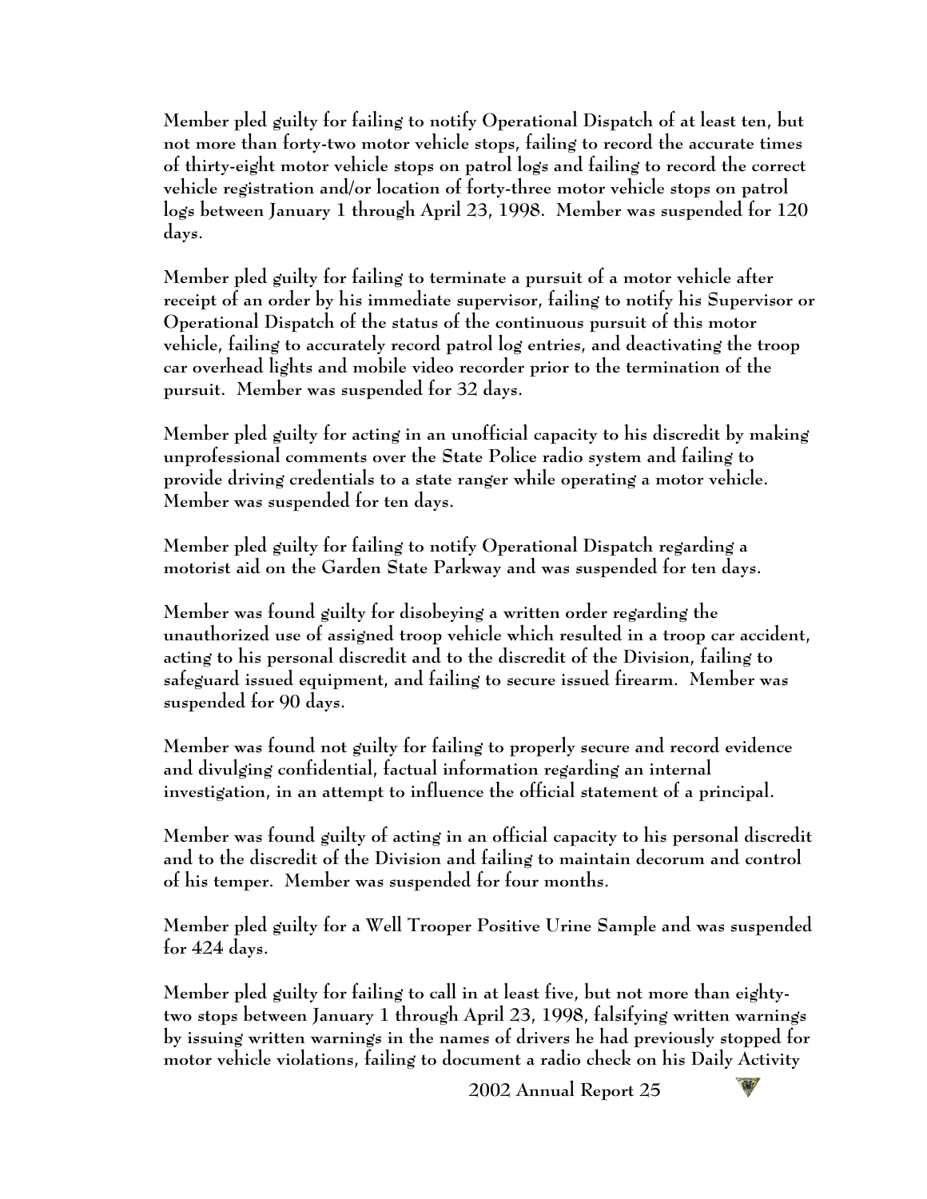Member pled guilty for failing to notify Operational Dispatch of at least ten, but not more than forty-two motor vehicle stops, failing to record the accurate times of thirty-eight motor vehicle stops on patrol logs and failing to record the correct vehicle registration and/or location of forty-three motor vehicle stops on patrol logs between January 1 through April 23, 1998. Member was suspended for 120 days.

Member pled guilty for failing to terminate a pursuit of a motor vehicle after receipt of an order by his immediate supervisor, failing to notify his Supervisor or Operational Dispatch of the status of the continuous pursuit of this motor vehicle, failing to accurately record patrol log entries, and deactivating the troop car overhead lights and mobile video recorder prior to the termination of the pursuit. Member was suspended for 32 days.

Member pled guilty for acting in an unofficial capacity to his discredit by making unprofessional comments over the State Police radio system and failing to provide driving credentials to a state ranger while operating a motor vehicle. Member was suspended for ten days.

Member pled guilty for failing to notify Operational Dispatch regarding a motorist aid on the Garden State Parkway and was suspended for ten days.

Member was found guilty for disobeying a written order regarding the unauthorized use of assigned troop vehicle which resulted in a troop car accident, acting to his personal discredit and to the discredit of the Division, failing to safeguard issued equipment, and failing to secure issued firearm. Member was suspended for 90 days.

Member was found not guilty for failing to properly secure and record evidence and divulging confidential, factual information regarding an internal investigation, in an attempt to influence the official statement of a principal.

Member was found guilty of acting in an official capacity to his personal discredit and to the discredit of the Division and failing to maintain decorum and control of his temper. Member was suspended for four months.

Member pled guilty for a Well Trooper Positive Urine Sample and was suspended for 424 days.

Member pled guilty for failing to call in at least five, but not more than eighty-two stops between January 1 through April 23, 1998, falsifying written warnings by issuing written warnings in the names of drivers he had previously stopped for motor vehicle violations, failing to document a radio check on his Daily Activity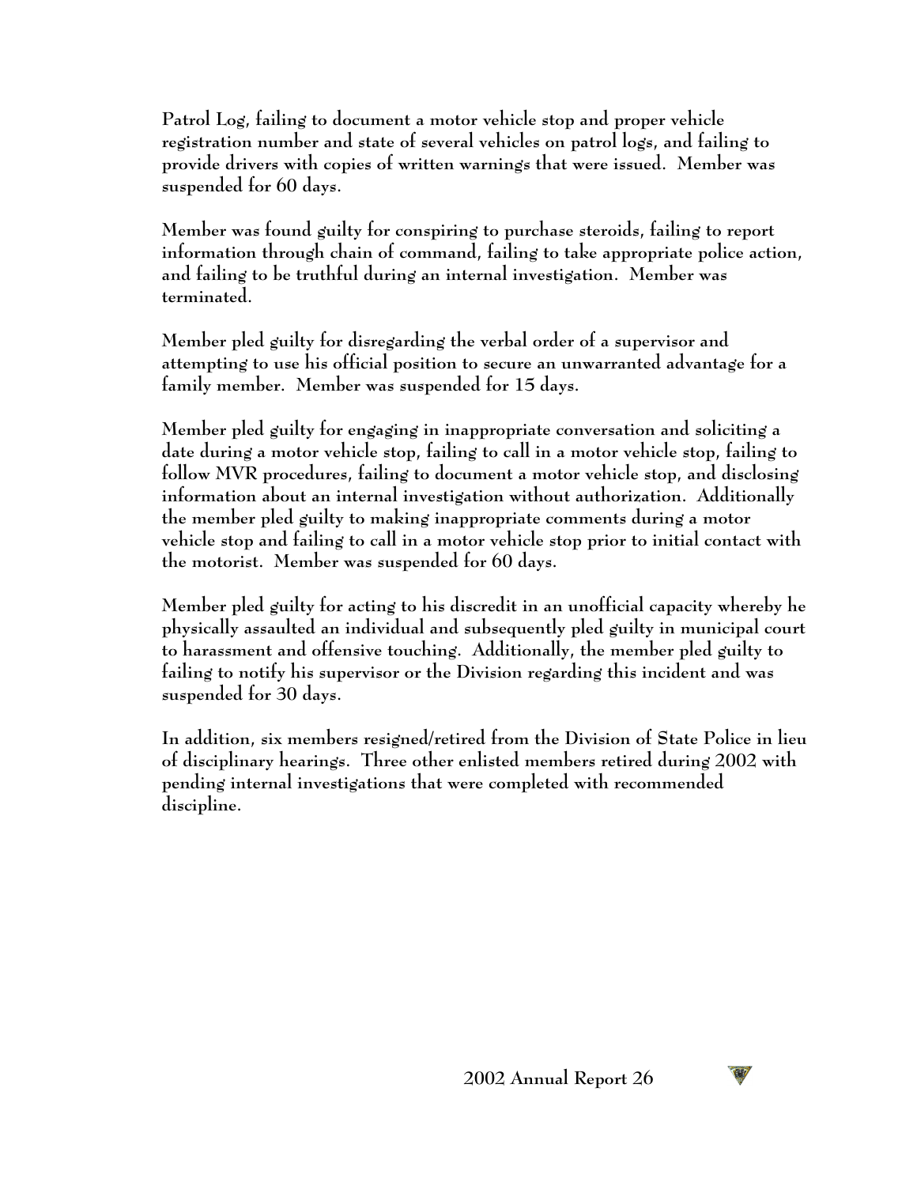Patrol Log, failing to document a motor vehicle stop and proper vehicle registration number and state of several vehicles on patrol logs, and failing to provide drivers with copies of written warnings that were issued. Member was suspended for 60 days.

Member was found guilty for conspiring to purchase steroids, failing to report information through chain of command, failing to take appropriate police action, and failing to be truthful during an internal investigation. Member was terminated.

Member pled guilty for disregarding the verbal order of a supervisor and attempting to use his official position to secure an unwarranted advantage for a family member. Member was suspended for 15 days.

Member pled guilty for engaging in inappropriate conversation and soliciting a date during a motor vehicle stop, failing to call in a motor vehicle stop, failing to follow MVR procedures, failing to document a motor vehicle stop, and disclosing information about an internal investigation without authorization. Additionally the member pled guilty to making inappropriate comments during a motor vehicle stop and failing to call in a motor vehicle stop prior to initial contact with the motorist. Member was suspended for 60 days.

Member pled guilty for acting to his discredit in an unofficial capacity whereby he physically assaulted an individual and subsequently pled guilty in municipal court to harassment and offensive touching. Additionally, the member pled guilty to failing to notify his supervisor or the Division regarding this incident and was suspended for 30 days.

In addition, six members resigned/retired from the Division of State Police in lieu of disciplinary hearings. Three other enlisted members retired during 2002 with pending internal investigations that were completed with recommended discipline.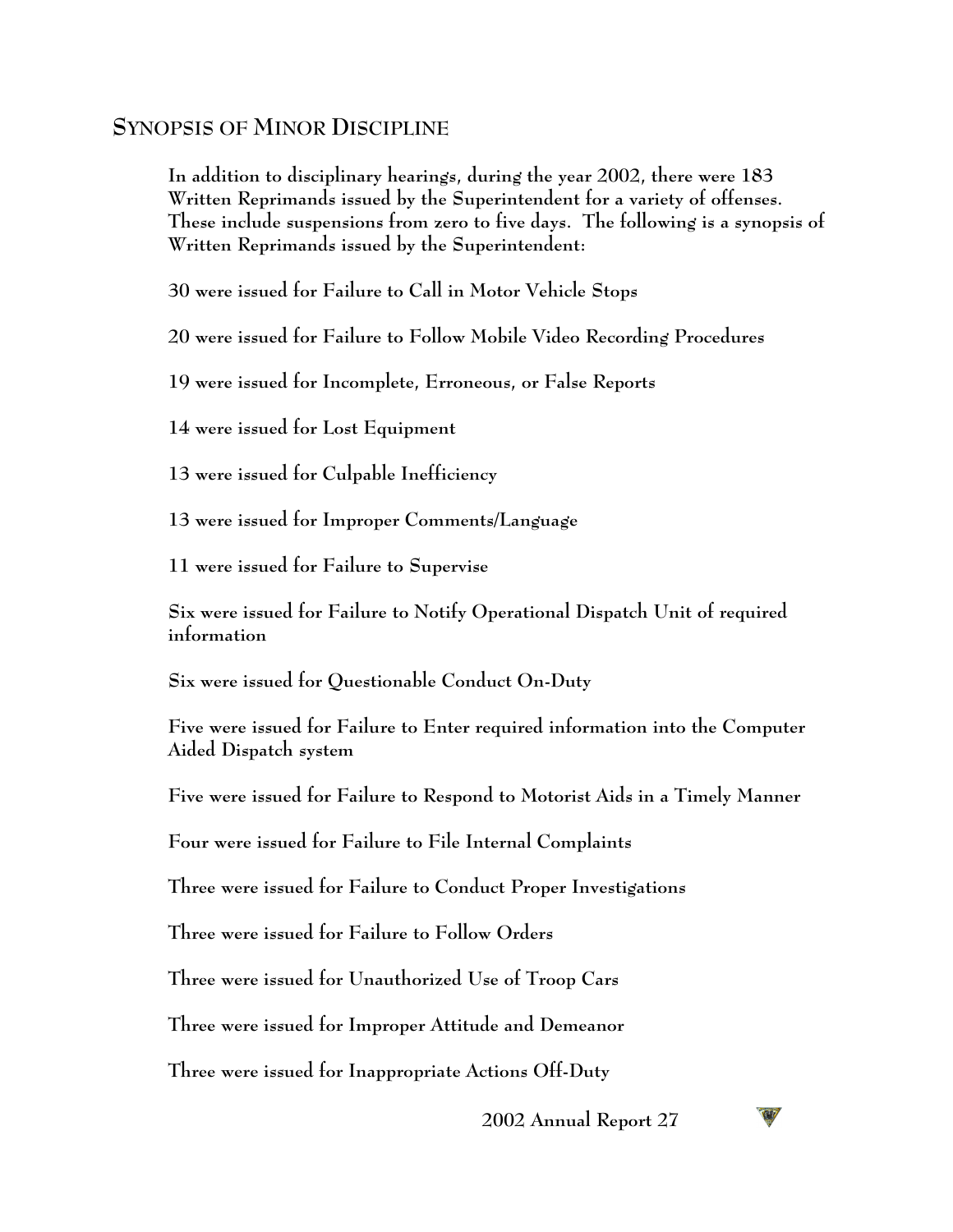## Synopsis of Minor Discipline

In addition to disciplinary hearings, during the year 2002, there were 183 Written Reprimands issued by the Superintendent for a variety of offenses. These include suspensions from zero to five days. The following is a synopsis of Written Reprimands issued by the Superintendent:

30 were issued for Failure to Call in Motor Vehicle Stops

20 were issued for Failure to Follow Mobile Video Recording Procedures

19 were issued for Incomplete, Erroneous, or False Reports

14 were issued for Lost Equipment

13 were issued for Culpable Inefficiency

13 were issued for Improper Comments/Language

11 were issued for Failure to Supervise

Six were issued for Failure to Notify Operational Dispatch Unit of required information

Six were issued for Questionable Conduct On-Duty

Five were issued for Failure to Enter required information into the Computer Aided Dispatch system

Five were issued for Failure to Respond to Motorist Aids in a Timely Manner

Four were issued for Failure to File Internal Complaints

Three were issued for Failure to Conduct Proper Investigations

Three were issued for Failure to Follow Orders

Three were issued for Unauthorized Use of Troop Cars

Three were issued for Improper Attitude and Demeanor

Three were issued for Inappropriate Actions Off-Duty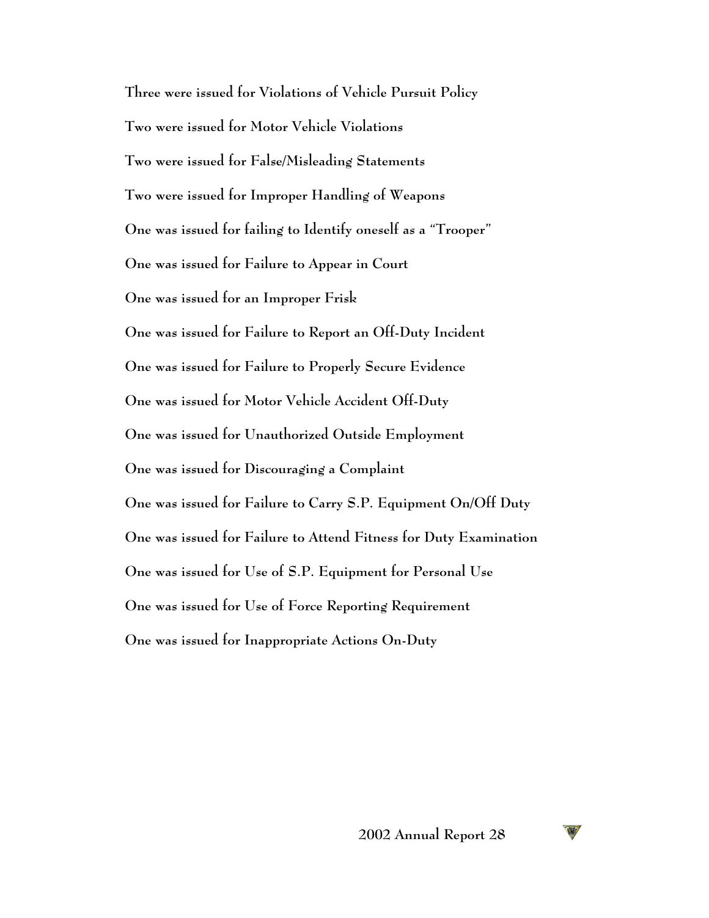Three were issued for Violations of Vehicle Pursuit Policy

Two were issued for Motor Vehicle Violations

Two were issued for False/Misleading Statements

Two were issued for Improper Handling of Weapons

One was issued for failing to Identify oneself as a "Trooper"

One was issued for Failure to Appear in Court

One was issued for an Improper Frisk

One was issued for Failure to Report an Off-Duty Incident

One was issued for Failure to Properly Secure Evidence

One was issued for Motor Vehicle Accident Off-Duty

One was issued for Unauthorized Outside Employment

One was issued for Discouraging a Complaint

One was issued for Failure to Carry S.P. Equipment On/Off Duty

One was issued for Failure to Attend Fitness for Duty Examination

One was issued for Use of S.P. Equipment for Personal Use

One was issued for Use of Force Reporting Requirement

One was issued for Inappropriate Actions On-Duty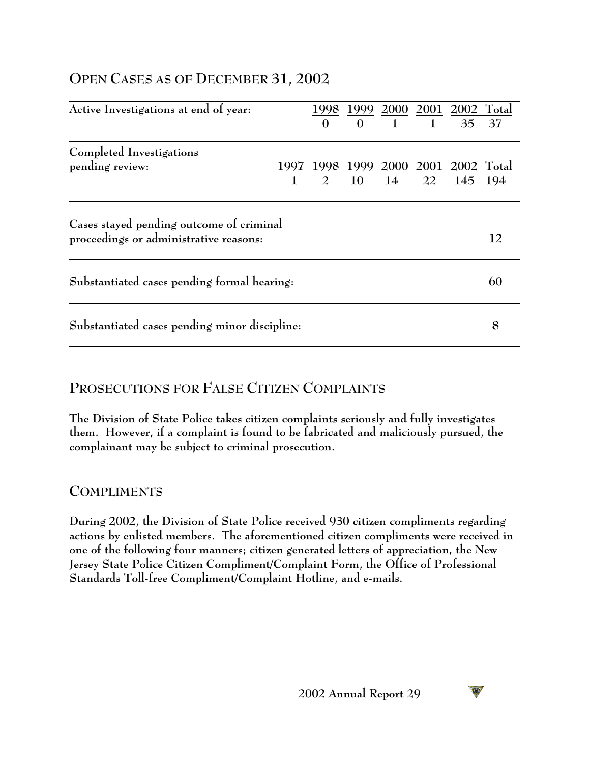## OPEN CASES AS OF DECEMBER 31, 2002

| Active Investigations at end of year: | | 1998 | 1999 | 2000 | 2001 | 2002 | Total |
|---|---|---|---|---|---|---|---|
| | | 0 | 0 | 1 | 1 | 35 | 37 |

| Completed Investigations pending review: | 1997 | 1998 | 1999 | 2000 | 2001 | 2002 | Total |
|---|---|---|---|---|---|---|---|
| | 1 | 2 | 10 | 14 | 22 | 145 | 194 |

| | |
|---|---|
| Cases stayed pending outcome of criminal proceedings or administrative reasons: | 12 |
| Substantiated cases pending formal hearing: | 60 |
| Substantiated cases pending minor discipline: | 8 |

## PROSECUTIONS FOR FALSE CITIZEN COMPLAINTS

The Division of State Police takes citizen complaints seriously and fully investigates them. However, if a complaint is found to be fabricated and maliciously pursued, the complainant may be subject to criminal prosecution.

## COMPLIMENTS

During 2002, the Division of State Police received 930 citizen compliments regarding actions by enlisted members. The aforementioned citizen compliments were received in one of the following four manners; citizen generated letters of appreciation, the New Jersey State Police Citizen Compliment/Complaint Form, the Office of Professional Standards Toll-free Compliment/Complaint Hotline, and e-mails.